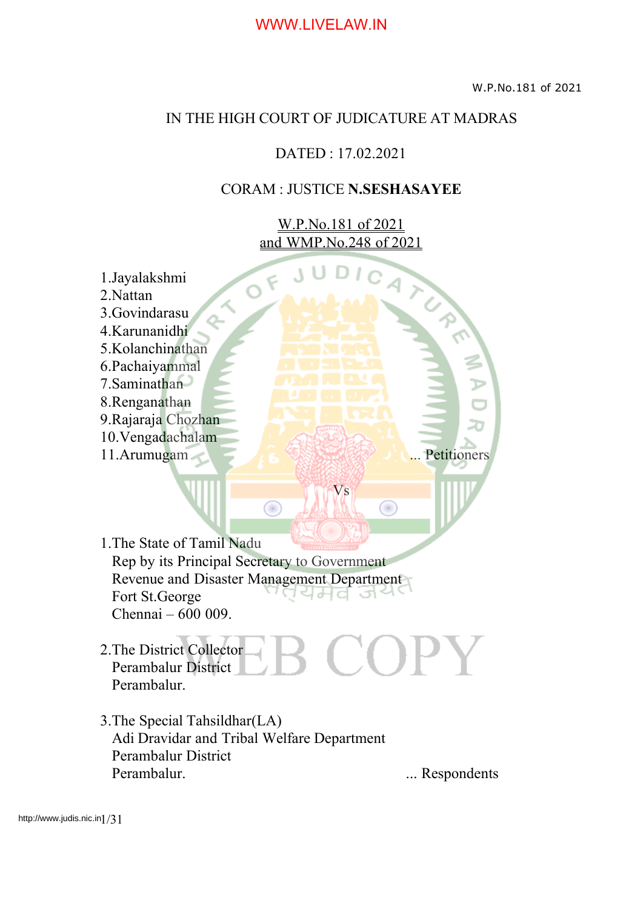IN THE HIGH COURT OF JUDICATURE AT MADRAS

DATED : 17.02.2021

CORAM : JUSTICE **N.SESHASAYEE**

W.P.No.181 of 2021
and WMP.No.248 of 2021

1.Jayalakshmi
2.Nattan
3.Govindarasu
4.Karunanidhi
5.Kolanchinathan
6.Pachaiyammal
7.Saminathan
8.Renganathan
9.Rajaraja Chozhan
10.Vengadachalam
11.Arumugam ... Petitioners

Vs

1.The State of Tamil Nadu
Rep by its Principal Secretary to Government
Revenue and Disaster Management Department
Fort St.George
Chennai – 600 009.

2.The District Collector
Perambalur District
Perambalur.

3.The Special Tahsildhar(LA)
Adi Dravidar and Tribal Welfare Department
Perambalur District
Perambalur. ... Respondents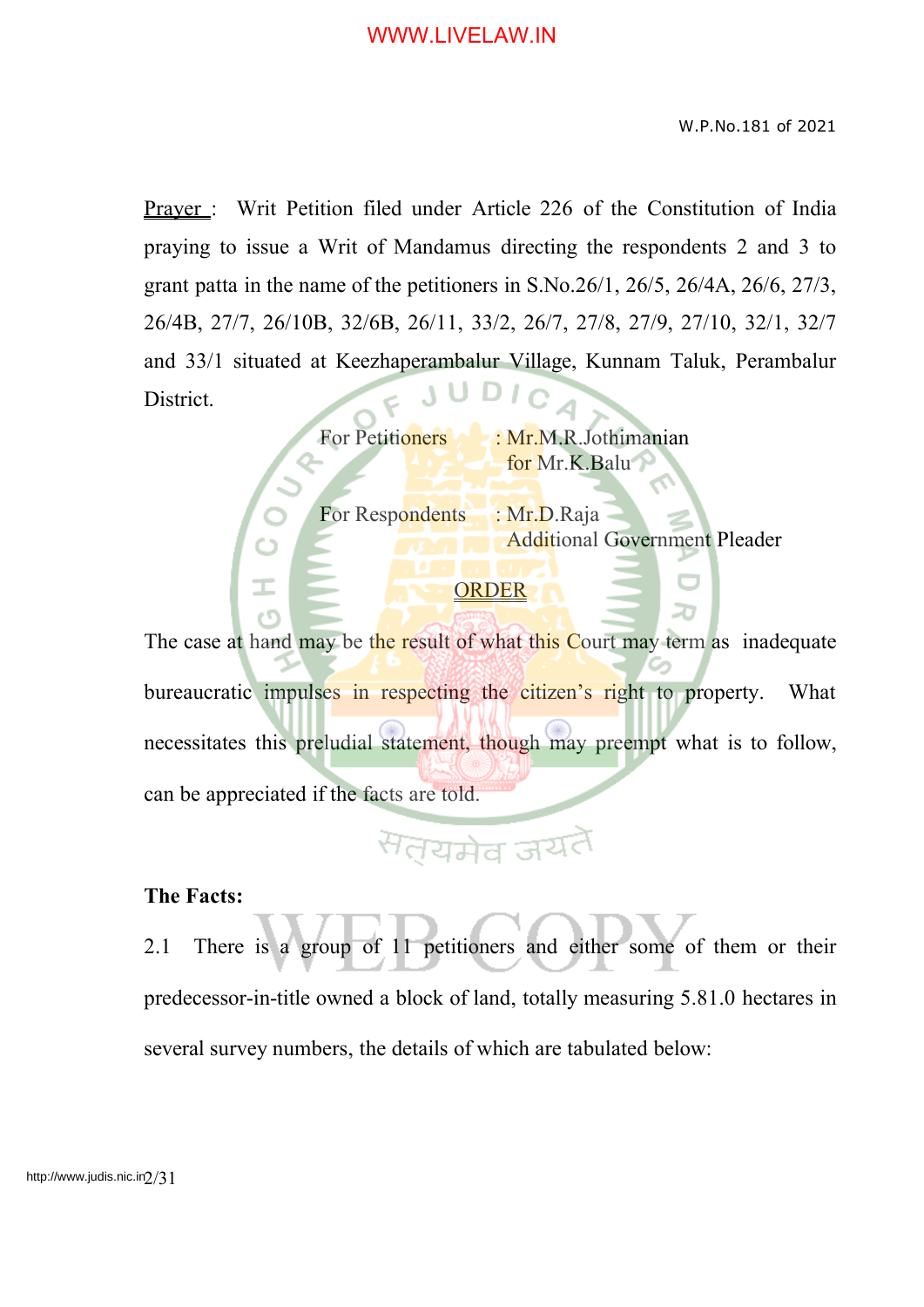Prayer : Writ Petition filed under Article 226 of the Constitution of India praying to issue a Writ of Mandamus directing the respondents 2 and 3 to grant patta in the name of the petitioners in S.No.26/1, 26/5, 26/4A, 26/6, 27/3, 26/4B, 27/7, 26/10B, 32/6B, 26/11, 33/2, 26/7, 27/8, 27/9, 27/10, 32/1, 32/7 and 33/1 situated at Keezhaperambalur Village, Kunnam Taluk, Perambalur District.

For Petitioners : Mr.M.R.Jothimanian for Mr.K.Balu

For Respondents : Mr.D.Raja Additional Government Pleader

ORDER

The case at hand may be the result of what this Court may term as inadequate bureaucratic impulses in respecting the citizen's right to property. What necessitates this preludial statement, though may preempt what is to follow, can be appreciated if the facts are told.

**The Facts:**

2.1 There is a group of 11 petitioners and either some of them or their predecessor-in-title owned a block of land, totally measuring 5.81.0 hectares in several survey numbers, the details of which are tabulated below: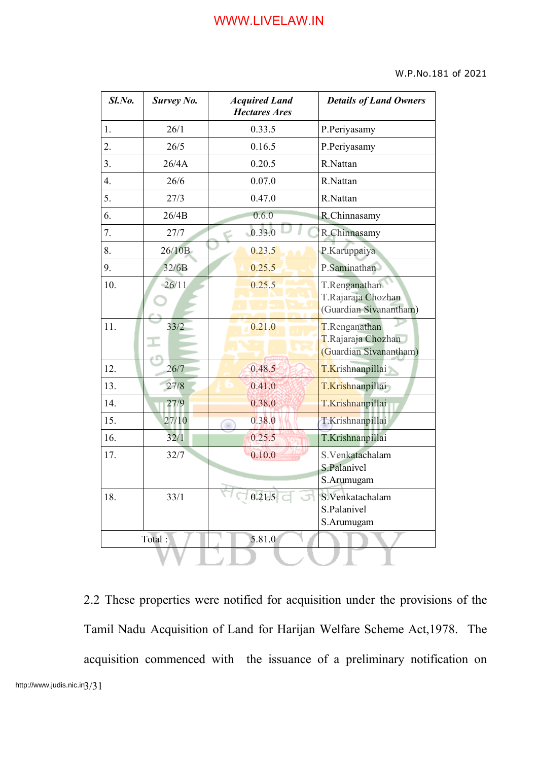| Sl.No. | Survey No. | Acquired Land Hectares Ares | Details of Land Owners |
|---|---|---|---|
| 1. | 26/1 | 0.33.5 | P.Periyasamy |
| 2. | 26/5 | 0.16.5 | P.Periyasamy |
| 3. | 26/4A | 0.20.5 | R.Nattan |
| 4. | 26/6 | 0.07.0 | R.Nattan |
| 5. | 27/3 | 0.47.0 | R.Nattan |
| 6. | 26/4B | 0.6.0 | R.Chinnasamy |
| 7. | 27/7 | 0.33.0 | R.Chinnasamy |
| 8. | 26/10B | 0.23.5 | P.Karuppaiya |
| 9. | 32/6B | 0.25.5 | P.Saminathan |
| 10. | 26/11 | 0.25.5 | T.Renganathan<br>T.Rajaraja Chozhan<br>(Guardian Sivanantham) |
| 11. | 33/2 | 0.21.0 | T.Renganathan<br>T.Rajaraja Chozhan<br>(Guardian Sivanantham) |
| 12. | 26/7 | 0.48.5 | T.Krishnanpillai |
| 13. | 27/8 | 0.41.0 | T.Krishnanpillai |
| 14. | 27/9 | 0.38.0 | T.Krishnanpillai |
| 15. | 27/10 | 0.38.0 | T.Krishnanpillai |
| 16. | 32/1 | 0.25.5 | T.Krishnanpillai |
| 17. | 32/7 | 0.10.0 | S.Venkatachalam<br>S.Palanivel<br>S.Arumugam |
| 18. | 33/1 | 0.21.5 | S.Venkatachalam<br>S.Palanivel<br>S.Arumugam |
| Total : | | 5.81.0 | |

2.2 These properties were notified for acquisition under the provisions of the Tamil Nadu Acquisition of Land for Harijan Welfare Scheme Act,1978. The acquisition commenced with the issuance of a preliminary notification on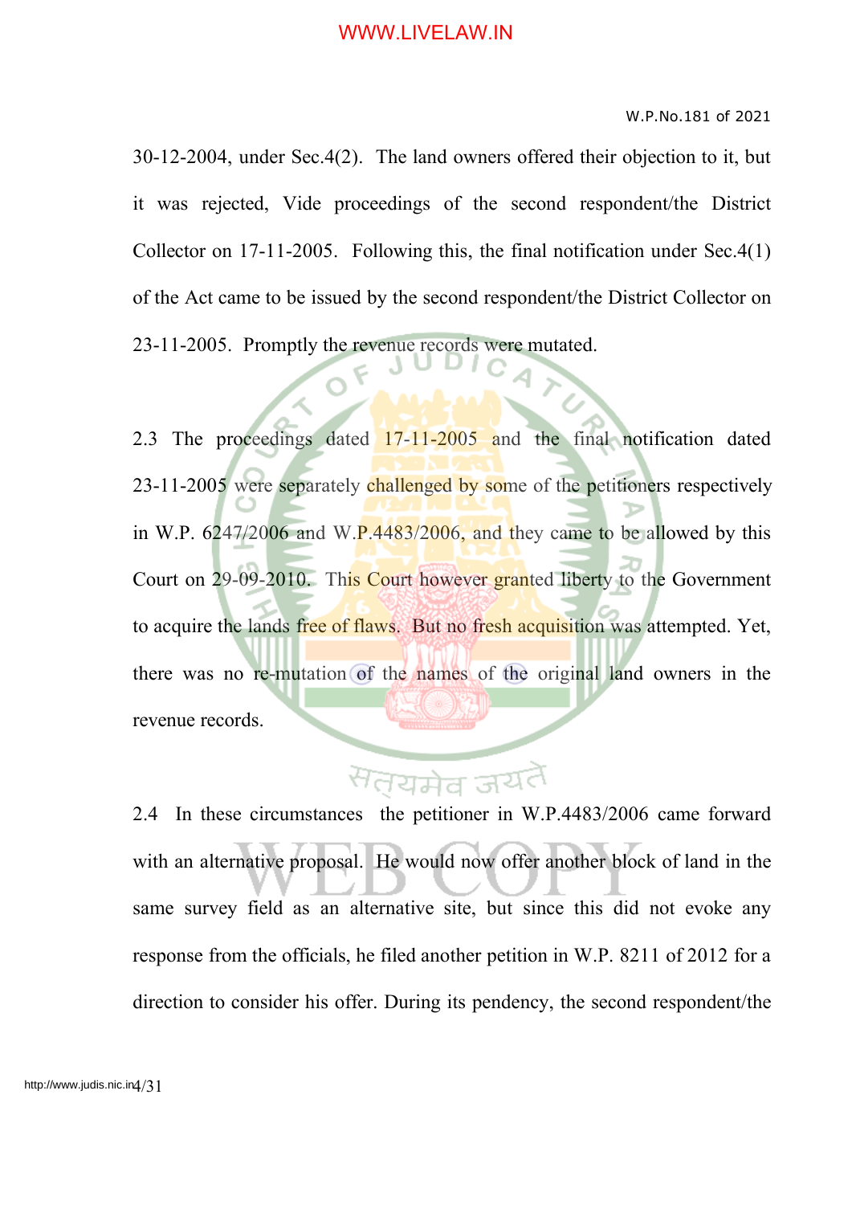30-12-2004, under Sec.4(2). The land owners offered their objection to it, but it was rejected, Vide proceedings of the second respondent/the District Collector on 17-11-2005. Following this, the final notification under Sec.4(1) of the Act came to be issued by the second respondent/the District Collector on 23-11-2005. Promptly the revenue records were mutated.

2.3 The proceedings dated 17-11-2005 and the final notification dated 23-11-2005 were separately challenged by some of the petitioners respectively in W.P. 6247/2006 and W.P.4483/2006, and they came to be allowed by this Court on 29-09-2010. This Court however granted liberty to the Government to acquire the lands free of flaws. But no fresh acquisition was attempted. Yet, there was no re-mutation of the names of the original land owners in the revenue records.

2.4 In these circumstances the petitioner in W.P.4483/2006 came forward with an alternative proposal. He would now offer another block of land in the same survey field as an alternative site, but since this did not evoke any response from the officials, he filed another petition in W.P. 8211 of 2012 for a direction to consider his offer. During its pendency, the second respondent/the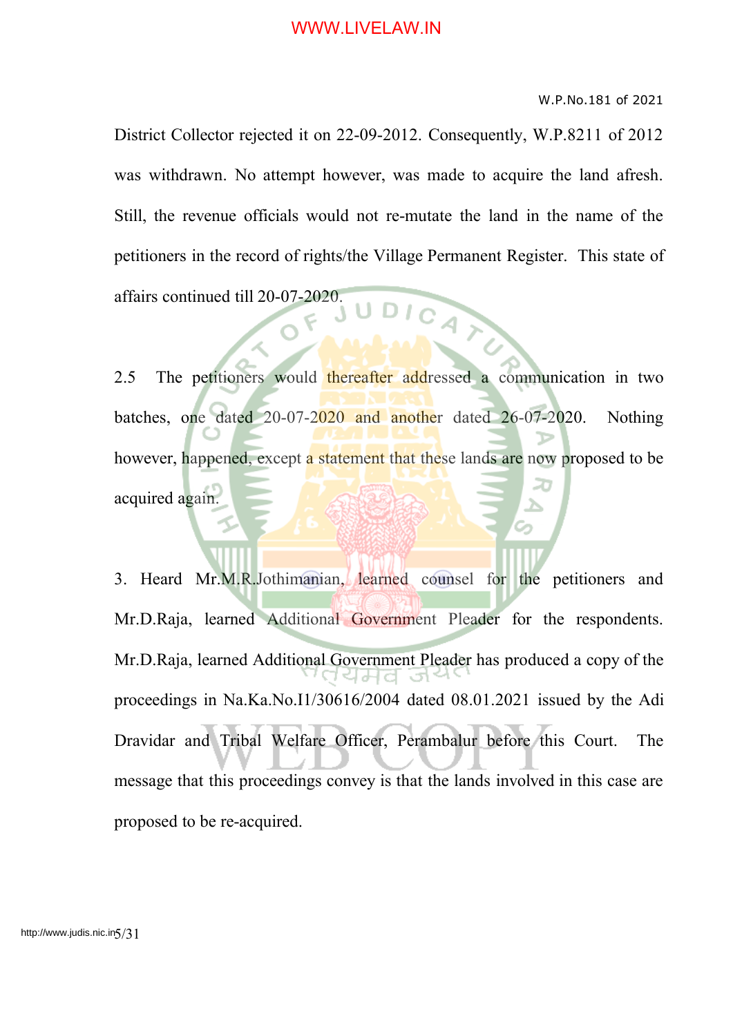District Collector rejected it on 22-09-2012. Consequently, W.P.8211 of 2012 was withdrawn. No attempt however, was made to acquire the land afresh. Still, the revenue officials would not re-mutate the land in the name of the petitioners in the record of rights/the Village Permanent Register. This state of affairs continued till 20-07-2020.

2.5 The petitioners would thereafter addressed a communication in two batches, one dated 20-07-2020 and another dated 26-07-2020. Nothing however, happened, except a statement that these lands are now proposed to be acquired again.

3. Heard Mr.M.R.Jothimanian, learned counsel for the petitioners and Mr.D.Raja, learned Additional Government Pleader for the respondents. Mr.D.Raja, learned Additional Government Pleader has produced a copy of the proceedings in Na.Ka.No.I1/30616/2004 dated 08.01.2021 issued by the Adi Dravidar and Tribal Welfare Officer, Perambalur before this Court. The message that this proceedings convey is that the lands involved in this case are proposed to be re-acquired.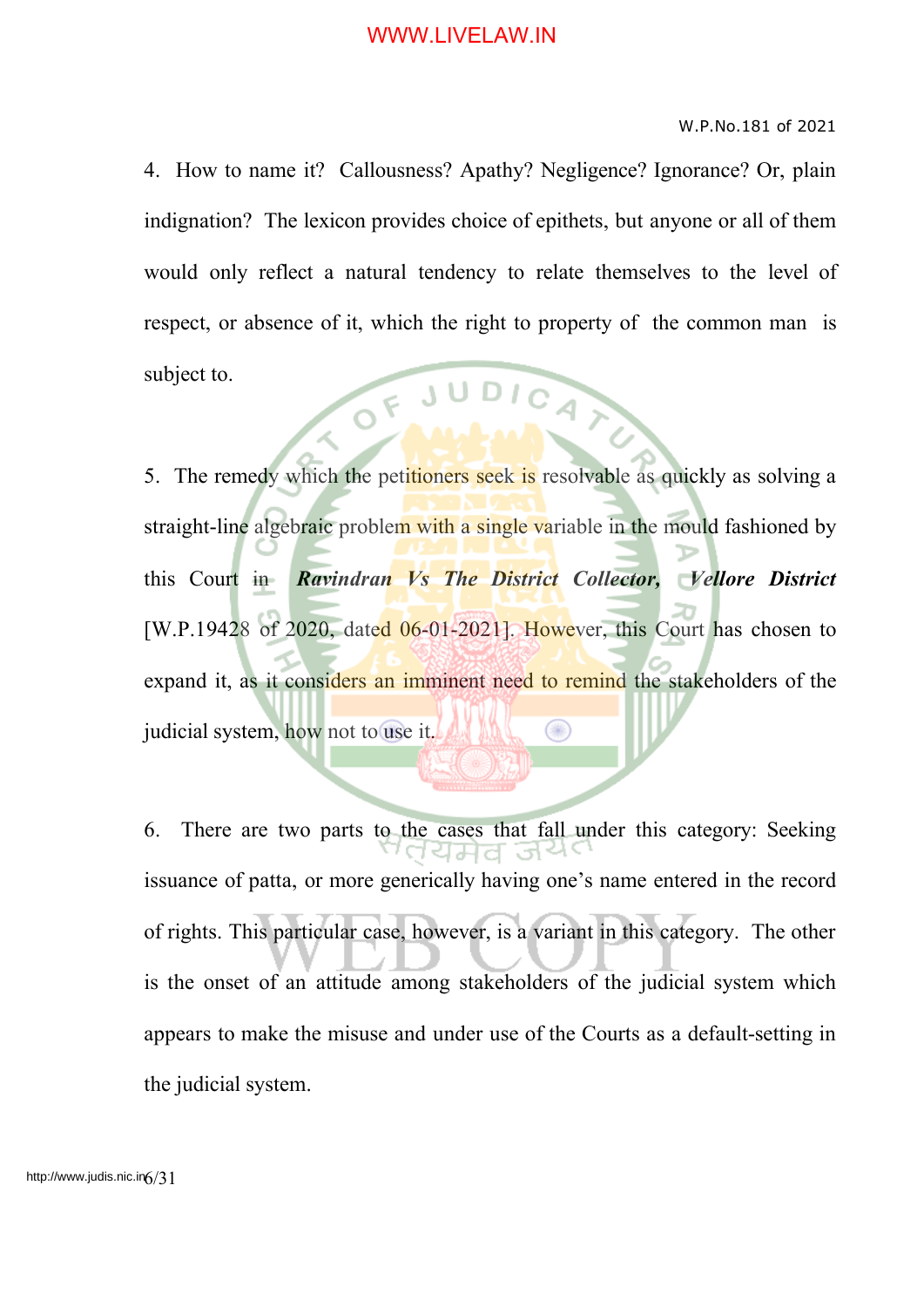4. How to name it? Callousness? Apathy? Negligence? Ignorance? Or, plain indignation? The lexicon provides choice of epithets, but anyone or all of them would only reflect a natural tendency to relate themselves to the level of respect, or absence of it, which the right to property of the common man is subject to.

5. The remedy which the petitioners seek is resolvable as quickly as solving a straight-line algebraic problem with a single variable in the mould fashioned by this Court in ***Ravindran Vs The District Collector, Vellore District*** [W.P.19428 of 2020, dated 06-01-2021]. However, this Court has chosen to expand it, as it considers an imminent need to remind the stakeholders of the judicial system, how not to use it.

6. There are two parts to the cases that fall under this category: Seeking issuance of patta, or more generically having one's name entered in the record of rights. This particular case, however, is a variant in this category. The other is the onset of an attitude among stakeholders of the judicial system which appears to make the misuse and under use of the Courts as a default-setting in the judicial system.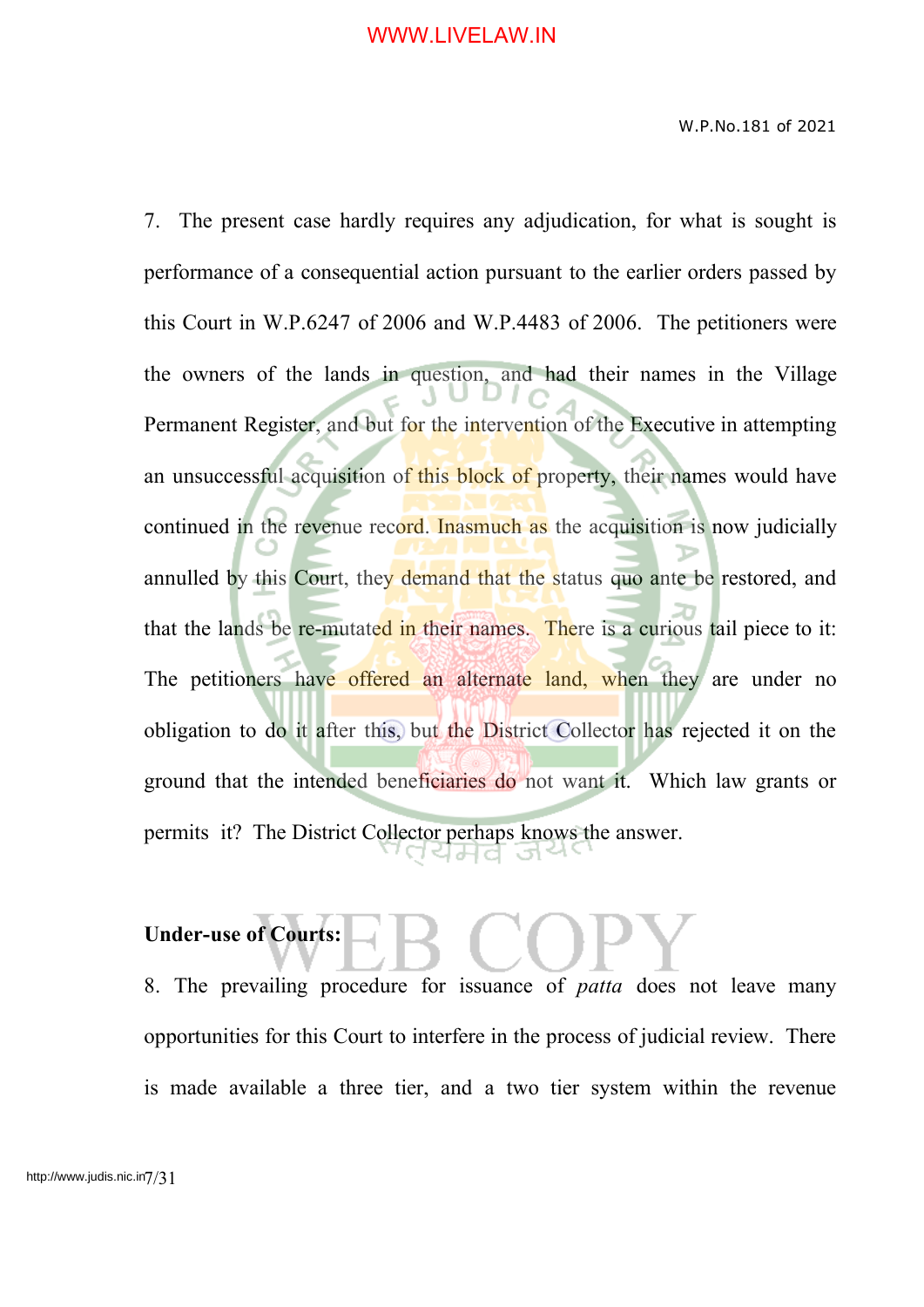7. The present case hardly requires any adjudication, for what is sought is performance of a consequential action pursuant to the earlier orders passed by this Court in W.P.6247 of 2006 and W.P.4483 of 2006. The petitioners were the owners of the lands in question, and had their names in the Village Permanent Register, and but for the intervention of the Executive in attempting an unsuccessful acquisition of this block of property, their names would have continued in the revenue record. Inasmuch as the acquisition is now judicially annulled by this Court, they demand that the status quo ante be restored, and that the lands be re-mutated in their names. There is a curious tail piece to it: The petitioners have offered an alternate land, when they are under no obligation to do it after this, but the District Collector has rejected it on the ground that the intended beneficiaries do not want it. Which law grants or permits it? The District Collector perhaps knows the answer.

**Under-use of Courts:**

8. The prevailing procedure for issuance of *patta* does not leave many opportunities for this Court to interfere in the process of judicial review. There is made available a three tier, and a two tier system within the revenue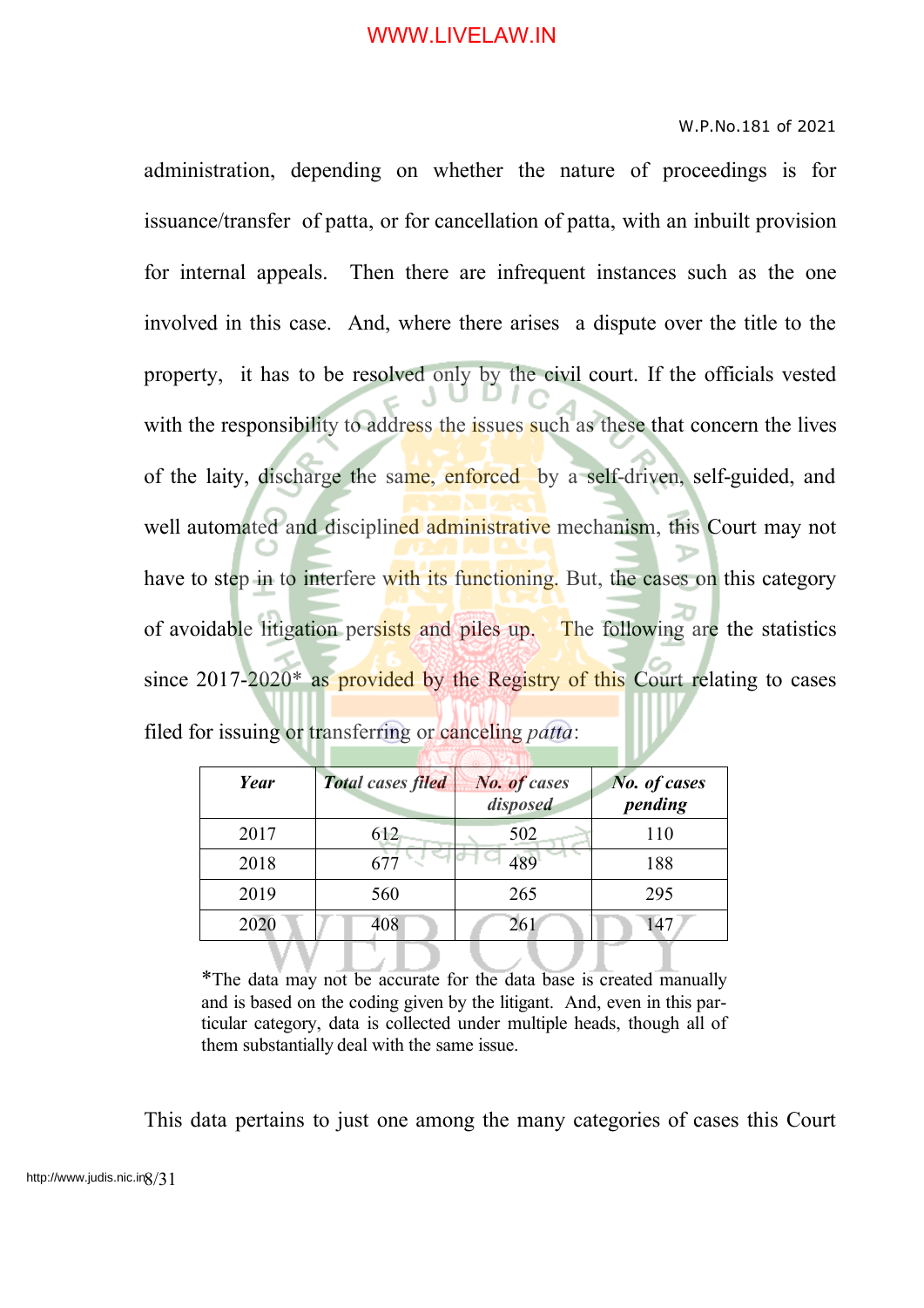administration, depending on whether the nature of proceedings is for issuance/transfer of patta, or for cancellation of patta, with an inbuilt provision for internal appeals. Then there are infrequent instances such as the one involved in this case. And, where there arises a dispute over the title to the property, it has to be resolved only by the civil court. If the officials vested with the responsibility to address the issues such as these that concern the lives of the laity, discharge the same, enforced by a self-driven, self-guided, and well automated and disciplined administrative mechanism, this Court may not have to step in to interfere with its functioning. But, the cases on this category of avoidable litigation persists and piles up. The following are the statistics since 2017-2020* as provided by the Registry of this Court relating to cases filed for issuing or transferring or canceling *patta*:

| ***Year*** | ***Total cases filed*** | ***No. of cases disposed*** | ***No. of cases pending*** |
|---|---|---|---|
| 2017 | 612 | 502 | 110 |
| 2018 | 677 | 489 | 188 |
| 2019 | 560 | 265 | 295 |
| 2020 | 408 | 261 | 147 |

*The data may not be accurate for the data base is created manually and is based on the coding given by the litigant. And, even in this particular category, data is collected under multiple heads, though all of them substantially deal with the same issue.

This data pertains to just one among the many categories of cases this Court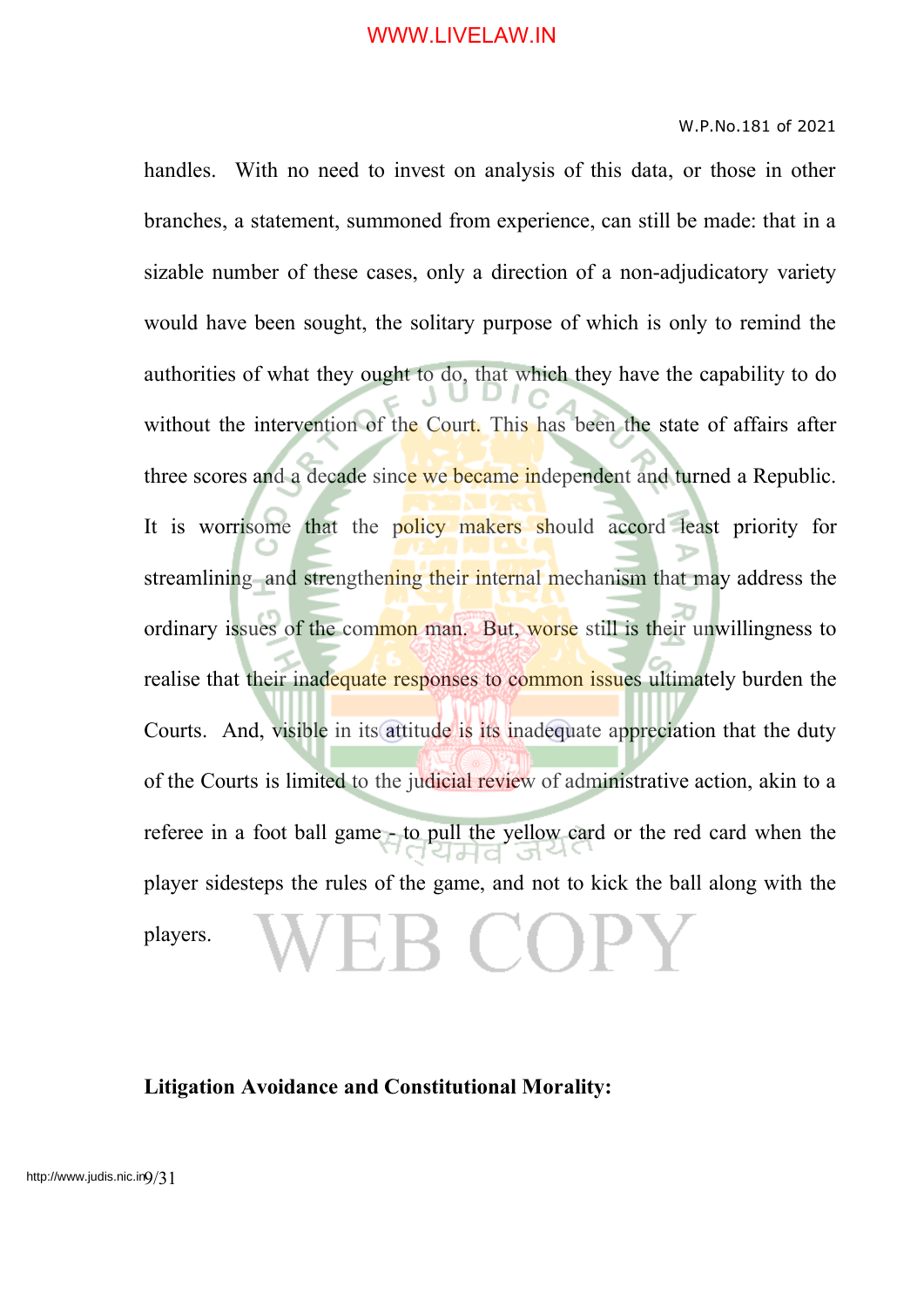handles. With no need to invest on analysis of this data, or those in other branches, a statement, summoned from experience, can still be made: that in a sizable number of these cases, only a direction of a non-adjudicatory variety would have been sought, the solitary purpose of which is only to remind the authorities of what they ought to do, that which they have the capability to do without the intervention of the Court. This has been the state of affairs after three scores and a decade since we became independent and turned a Republic. It is worrisome that the policy makers should accord least priority for streamlining and strengthening their internal mechanism that may address the ordinary issues of the common man. But, worse still is their unwillingness to realise that their inadequate responses to common issues ultimately burden the Courts. And, visible in its attitude is its inadequate appreciation that the duty of the Courts is limited to the judicial review of administrative action, akin to a referee in a foot ball game - to pull the yellow card or the red card when the player sidesteps the rules of the game, and not to kick the ball along with the players.

**Litigation Avoidance and Constitutional Morality:**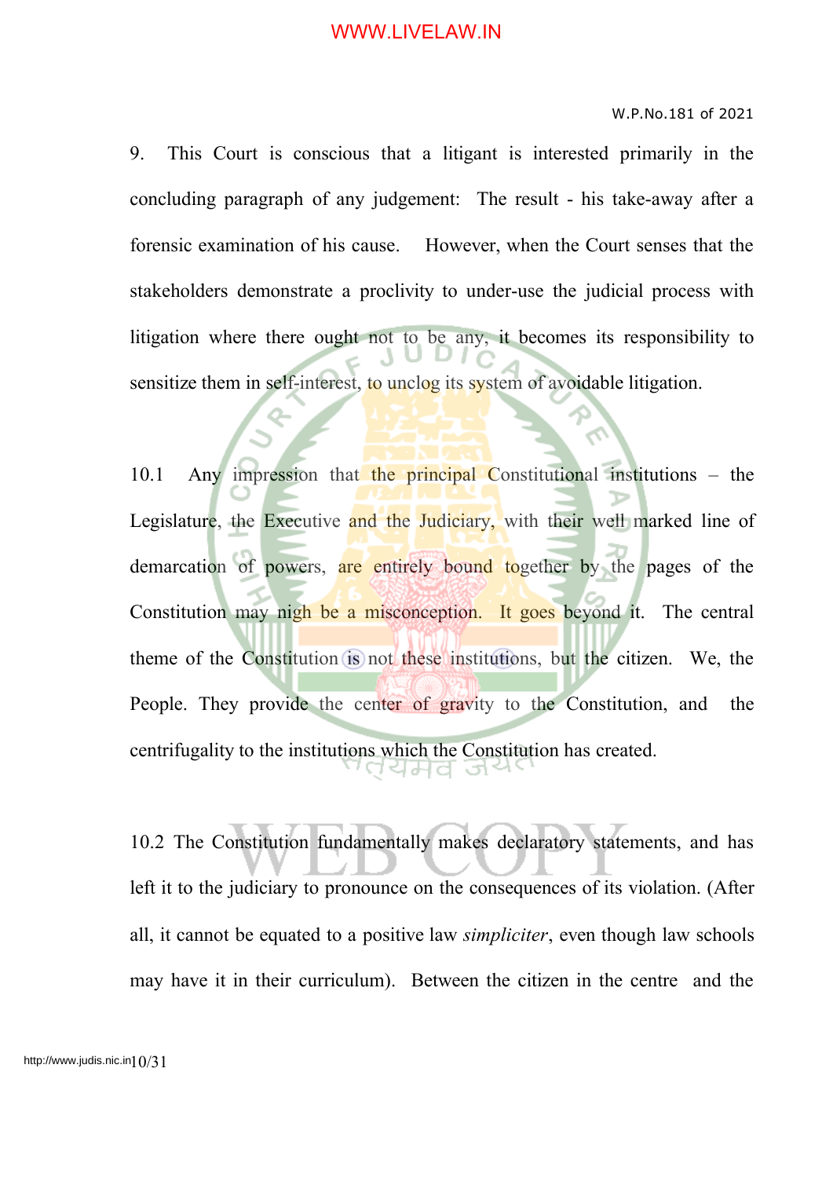9. This Court is conscious that a litigant is interested primarily in the concluding paragraph of any judgement: The result - his take-away after a forensic examination of his cause. However, when the Court senses that the stakeholders demonstrate a proclivity to under-use the judicial process with litigation where there ought not to be any, it becomes its responsibility to sensitize them in self-interest, to unclog its system of avoidable litigation.

10.1 Any impression that the principal Constitutional institutions – the Legislature, the Executive and the Judiciary, with their well marked line of demarcation of powers, are entirely bound together by the pages of the Constitution may nigh be a misconception. It goes beyond it. The central theme of the Constitution is not these institutions, but the citizen. We, the People. They provide the center of gravity to the Constitution, and the centrifugality to the institutions which the Constitution has created.

10.2 The Constitution fundamentally makes declaratory statements, and has left it to the judiciary to pronounce on the consequences of its violation. (After all, it cannot be equated to a positive law *simpliciter*, even though law schools may have it in their curriculum). Between the citizen in the centre and the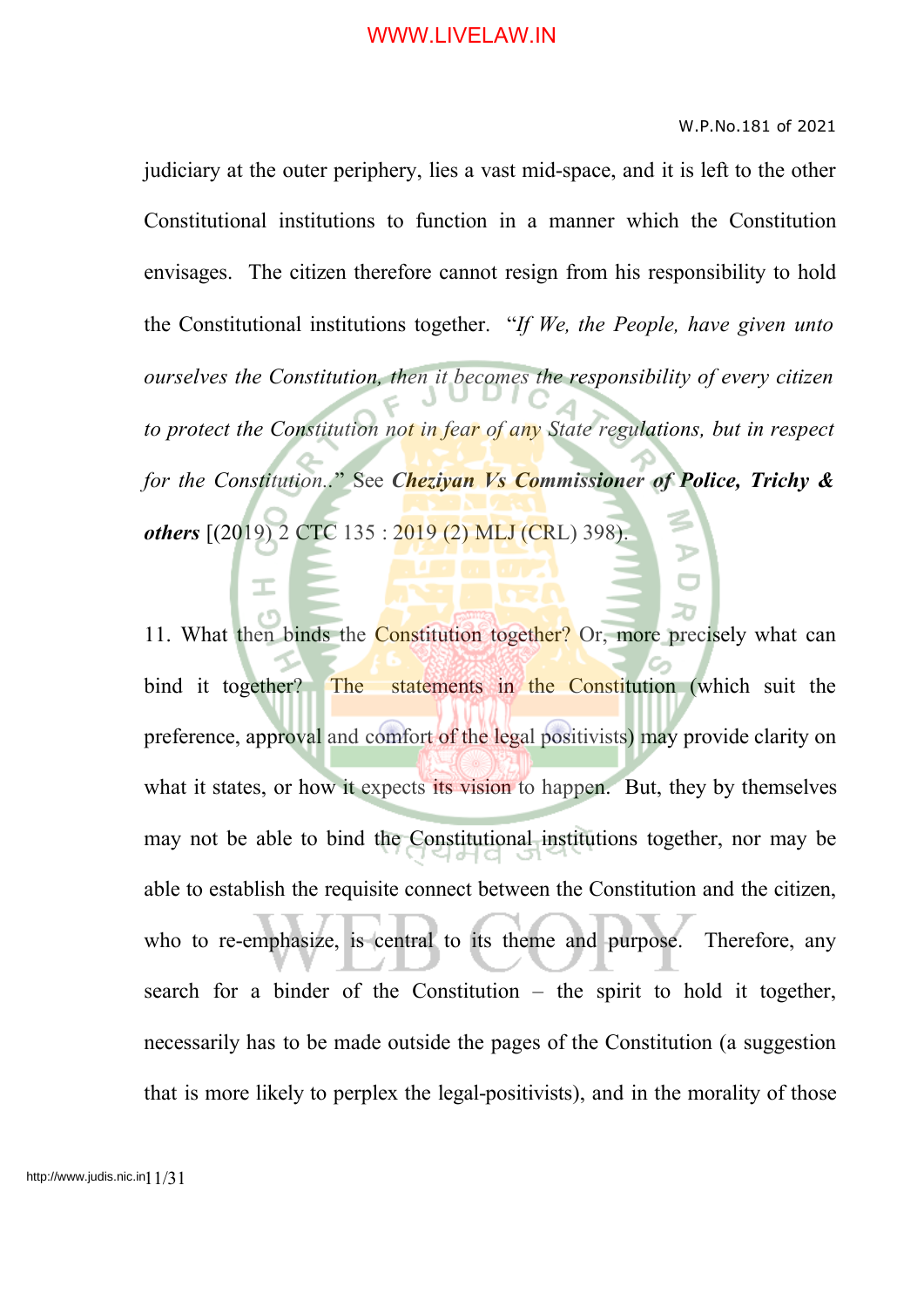judiciary at the outer periphery, lies a vast mid-space, and it is left to the other Constitutional institutions to function in a manner which the Constitution envisages. The citizen therefore cannot resign from his responsibility to hold the Constitutional institutions together. "*If We, the People, have given unto ourselves the Constitution, then it becomes the responsibility of every citizen to protect the Constitution not in fear of any State regulations, but in respect for the Constitution..*" See ***Cheziyan Vs Commissioner of Police, Trichy & others*** [(2019) 2 CTC 135 : 2019 (2) MLJ (CRL) 398).

11. What then binds the Constitution together? Or, more precisely what can bind it together? The statements in the Constitution (which suit the preference, approval and comfort of the legal positivists) may provide clarity on what it states, or how it expects its vision to happen. But, they by themselves may not be able to bind the Constitutional institutions together, nor may be able to establish the requisite connect between the Constitution and the citizen, who to re-emphasize, is central to its theme and purpose. Therefore, any search for a binder of the Constitution – the spirit to hold it together, necessarily has to be made outside the pages of the Constitution (a suggestion that is more likely to perplex the legal-positivists), and in the morality of those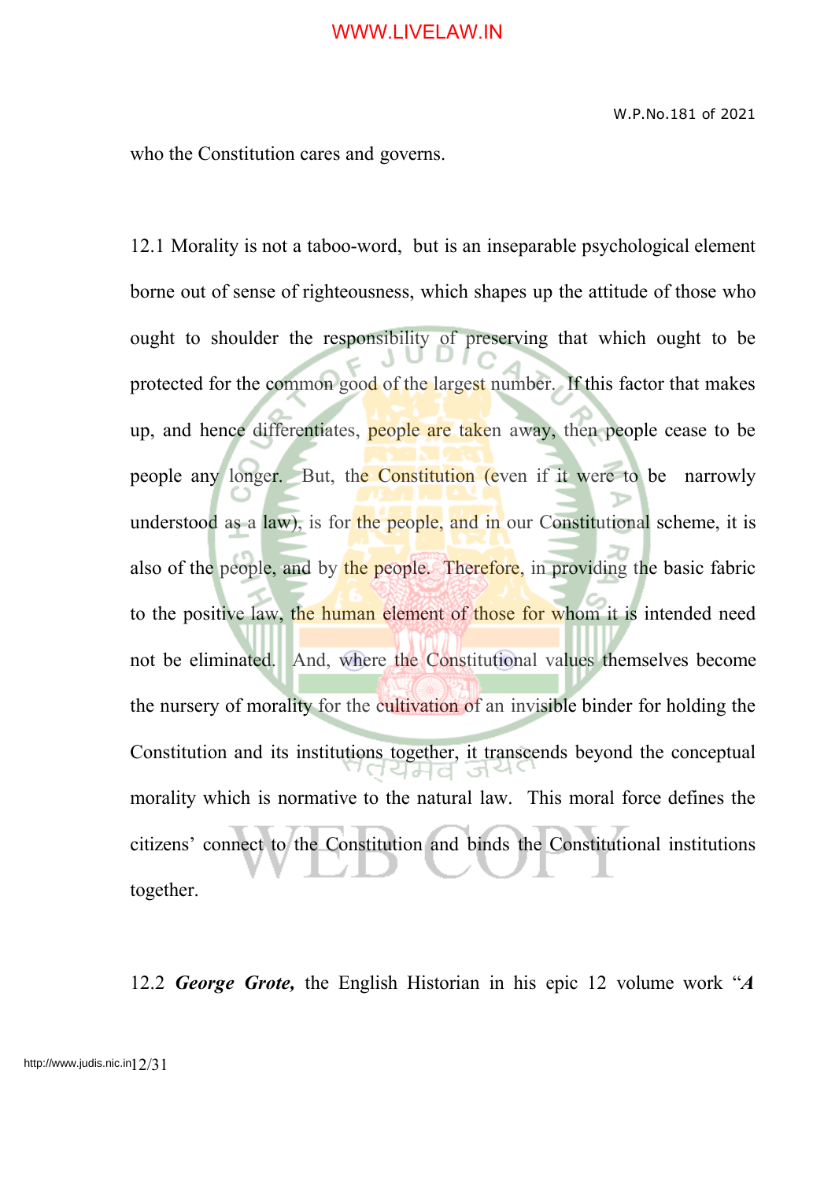who the Constitution cares and governs.

12.1 Morality is not a taboo-word, but is an inseparable psychological element borne out of sense of righteousness, which shapes up the attitude of those who ought to shoulder the responsibility of preserving that which ought to be protected for the common good of the largest number. If this factor that makes up, and hence differentiates, people are taken away, then people cease to be people any longer. But, the Constitution (even if it were to be narrowly understood as a law), is for the people, and in our Constitutional scheme, it is also of the people, and by the people. Therefore, in providing the basic fabric to the positive law, the human element of those for whom it is intended need not be eliminated. And, where the Constitutional values themselves become the nursery of morality for the cultivation of an invisible binder for holding the Constitution and its institutions together, it transcends beyond the conceptual morality which is normative to the natural law. This moral force defines the citizens' connect to the Constitution and binds the Constitutional institutions together.

12.2 ***George Grote,*** the English Historian in his epic 12 volume work "***A***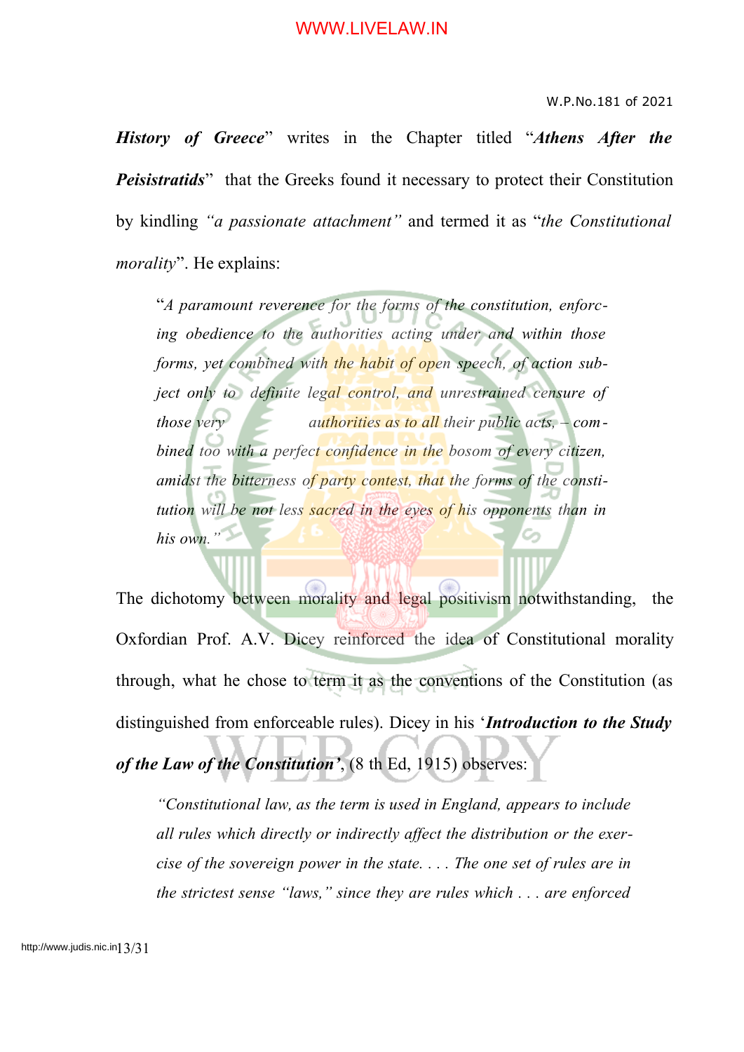***History of Greece***" writes in the Chapter titled "***Athens After the Peisistratids***" that the Greeks found it necessary to protect their Constitution by kindling *"a passionate attachment"* and termed it as "*the Constitutional morality*". He explains:

> "*A paramount reverence for the forms of the constitution, enforcing obedience to the authorities acting under and within those forms, yet combined with the habit of open speech, of action subject only to definite legal control, and unrestrained censure of those very authorities as to all their public acts, – combined too with a perfect confidence in the bosom of every citizen, amidst the bitterness of party contest, that the forms of the constitution will be not less sacred in the eyes of his opponents than in his own."*

The dichotomy between morality and legal positivism notwithstanding, the Oxfordian Prof. A.V. Dicey reinforced the idea of Constitutional morality through, what he chose to term it as the conventions of the Constitution (as distinguished from enforceable rules). Dicey in his '***Introduction to the Study of the Law of the Constitution***', (8 th Ed, 1915) observes:

> *"Constitutional law, as the term is used in England, appears to include all rules which directly or indirectly affect the distribution or the exercise of the sovereign power in the state. . . . The one set of rules are in the strictest sense "laws," since they are rules which . . . are enforced*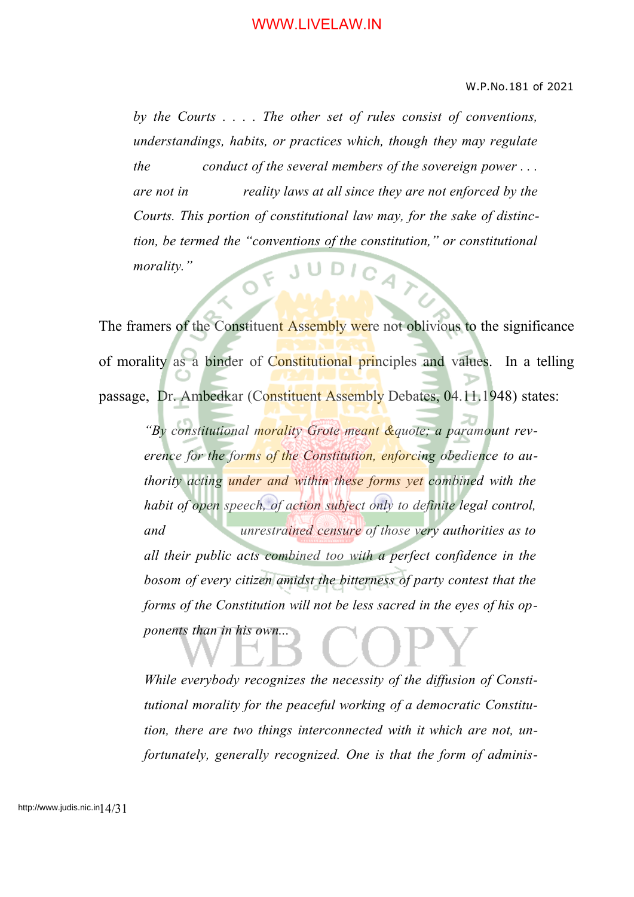*by the Courts . . . . The other set of rules consist of conventions, understandings, habits, or practices which, though they may regulate the conduct of the several members of the sovereign power . . . are not in reality laws at all since they are not enforced by the Courts. This portion of constitutional law may, for the sake of distinction, be termed the "conventions of the constitution," or constitutional morality."*

The framers of the Constituent Assembly were not oblivious to the significance of morality as a binder of Constitutional principles and values. In a telling passage, Dr. Ambedkar (Constituent Assembly Debates, 04.11.1948) states:

> *"By constitutional morality Grote meant &quote; a paramount reverence for the forms of the Constitution, enforcing obedience to authority acting under and within these forms yet combined with the habit of open speech, of action subject only to definite legal control, and unrestrained censure of those very authorities as to all their public acts combined too with a perfect confidence in the bosom of every citizen amidst the bitterness of party contest that the forms of the Constitution will not be less sacred in the eyes of his opponents than in his own...*
>
> *While everybody recognizes the necessity of the diffusion of Constitutional morality for the peaceful working of a democratic Constitution, there are two things interconnected with it which are not, unfortunately, generally recognized. One is that the form of adminis-*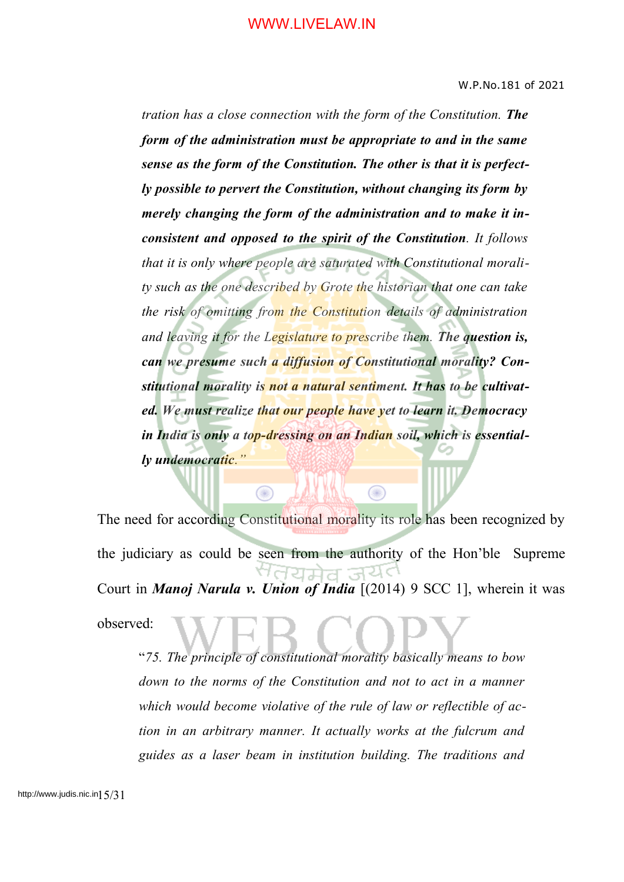*tration has a close connection with the form of the Constitution.* ***The form of the administration must be appropriate to and in the same sense as the form of the Constitution. The other is that it is perfectly possible to pervert the Constitution, without changing its form by merely changing the form of the administration and to make it inconsistent and opposed to the spirit of the Constitution****. It follows that it is only where people are saturated with Constitutional morality such as the one described by Grote the historian that one can take the risk of omitting from the Constitution details of administration and leaving it for the Legislature to prescribe them.* ***The question is, can we presume such a diffusion of Constitutional morality? Constitutional morality is not a natural sentiment. It has to be cultivated. We must realize that our people have yet to learn it. Democracy in India is only a top-dressing on an Indian soil, which is essentially undemocratic****."*

The need for according Constitutional morality its role has been recognized by the judiciary as could be seen from the authority of the Hon'ble Supreme Court in ***Manoj Narula v. Union of India*** [(2014) 9 SCC 1], wherein it was observed:

> "*75. The principle of constitutional morality basically means to bow down to the norms of the Constitution and not to act in a manner which would become violative of the rule of law or reflectible of action in an arbitrary manner. It actually works at the fulcrum and guides as a laser beam in institution building. The traditions and*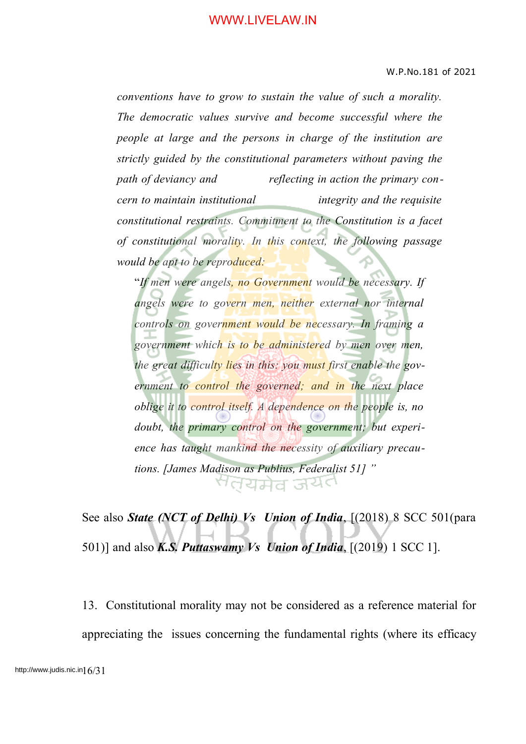*conventions have to grow to sustain the value of such a morality. The democratic values survive and become successful where the people at large and the persons in charge of the institution are strictly guided by the constitutional parameters without paving the path of deviancy and reflecting in action the primary concern to maintain institutional integrity and the requisite constitutional restraints. Commitment to the Constitution is a facet of constitutional morality. In this context, the following passage would be apt to be reproduced:*

> "*If men were angels, no Government would be necessary. If angels were to govern men, neither external nor internal controls on government would be necessary. In framing a government which is to be administered by men over men, the great difficulty lies in this: you must first enable the government to control the governed; and in the next place oblige it to control itself. A dependence on the people is, no doubt, the primary control on the government; but experience has taught mankind the necessity of auxiliary precautions. [James Madison as Publius, Federalist 51]* "

See also ***State (NCT of Delhi) Vs Union of India***, [(2018) 8 SCC 501(para 501)] and also ***K.S. Puttaswamy Vs Union of India***, [(2019) 1 SCC 1].

13. Constitutional morality may not be considered as a reference material for appreciating the issues concerning the fundamental rights (where its efficacy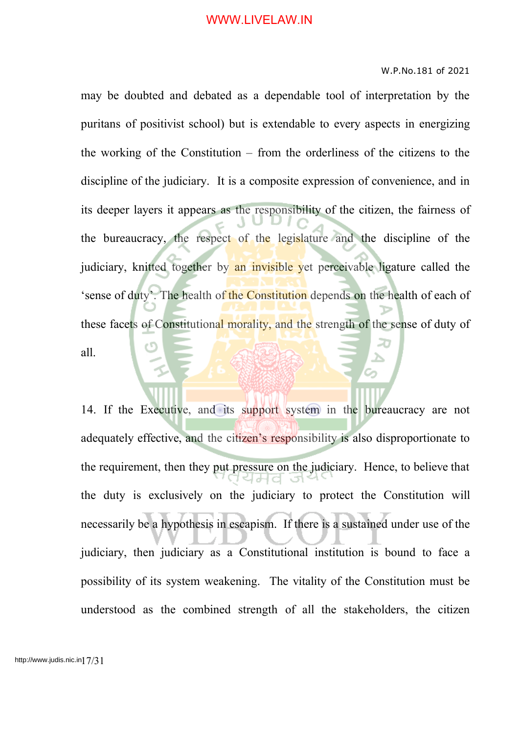may be doubted and debated as a dependable tool of interpretation by the puritans of positivist school) but is extendable to every aspects in energizing the working of the Constitution – from the orderliness of the citizens to the discipline of the judiciary. It is a composite expression of convenience, and in its deeper layers it appears as the responsibility of the citizen, the fairness of the bureaucracy, the respect of the legislature and the discipline of the judiciary, knitted together by an invisible yet perceivable ligature called the 'sense of duty'. The health of the Constitution depends on the health of each of these facets of Constitutional morality, and the strength of the sense of duty of all.

14. If the Executive, and its support system in the bureaucracy are not adequately effective, and the citizen's responsibility is also disproportionate to the requirement, then they put pressure on the judiciary. Hence, to believe that the duty is exclusively on the judiciary to protect the Constitution will necessarily be a hypothesis in escapism. If there is a sustained under use of the judiciary, then judiciary as a Constitutional institution is bound to face a possibility of its system weakening. The vitality of the Constitution must be understood as the combined strength of all the stakeholders, the citizen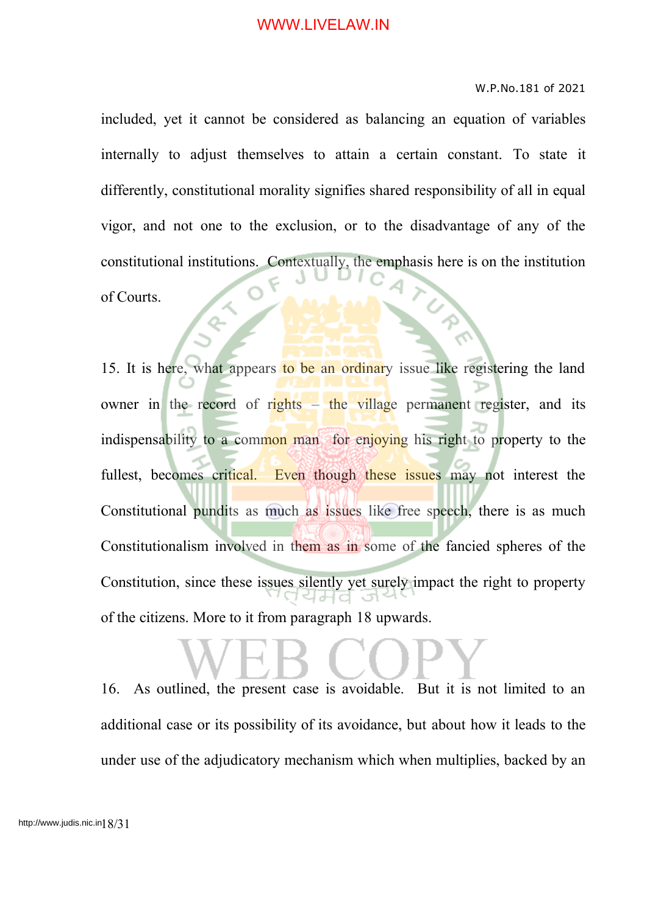included, yet it cannot be considered as balancing an equation of variables internally to adjust themselves to attain a certain constant. To state it differently, constitutional morality signifies shared responsibility of all in equal vigor, and not one to the exclusion, or to the disadvantage of any of the constitutional institutions. Contextually, the emphasis here is on the institution of Courts.

15. It is here, what appears to be an ordinary issue like registering the land owner in the record of rights – the village permanent register, and its indispensability to a common man for enjoying his right to property to the fullest, becomes critical. Even though these issues may not interest the Constitutional pundits as much as issues like free speech, there is as much Constitutionalism involved in them as in some of the fancied spheres of the Constitution, since these issues silently yet surely impact the right to property of the citizens. More to it from paragraph 18 upwards.

16. As outlined, the present case is avoidable. But it is not limited to an additional case or its possibility of its avoidance, but about how it leads to the under use of the adjudicatory mechanism which when multiplies, backed by an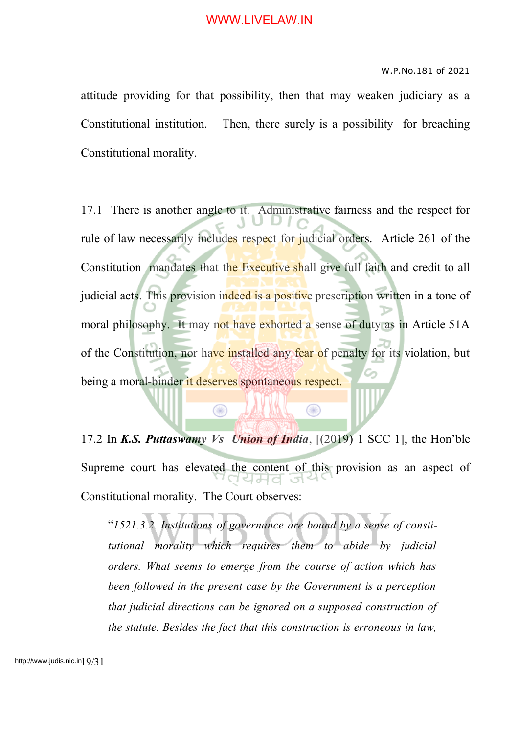attitude providing for that possibility, then that may weaken judiciary as a Constitutional institution. Then, there surely is a possibility for breaching Constitutional morality.

17.1 There is another angle to it. Administrative fairness and the respect for rule of law necessarily includes respect for judicial orders. Article 261 of the Constitution mandates that the Executive shall give full faith and credit to all judicial acts. This provision indeed is a positive prescription written in a tone of moral philosophy. It may not have exhorted a sense of duty as in Article 51A of the Constitution, nor have installed any fear of penalty for its violation, but being a moral-binder it deserves spontaneous respect.

17.2 In ***K.S. Puttaswamy Vs Union of India***, [(2019) 1 SCC 1], the Hon'ble Supreme court has elevated the content of this provision as an aspect of Constitutional morality. The Court observes:

> "*1521.3.2. Institutions of governance are bound by a sense of constitutional morality which requires them to abide by judicial orders. What seems to emerge from the course of action which has been followed in the present case by the Government is a perception that judicial directions can be ignored on a supposed construction of the statute. Besides the fact that this construction is erroneous in law,*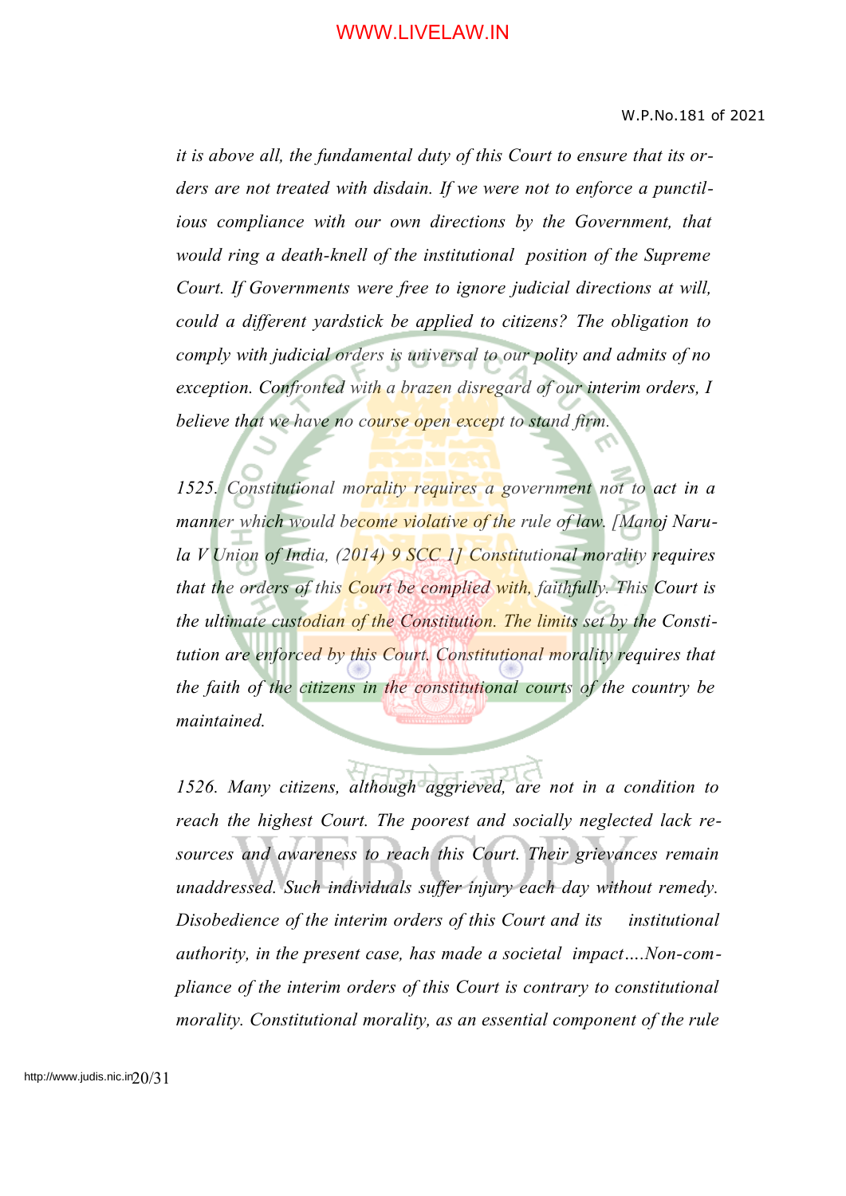*it is above all, the fundamental duty of this Court to ensure that its orders are not treated with disdain. If we were not to enforce a punctilious compliance with our own directions by the Government, that would ring a death-knell of the institutional position of the Supreme Court. If Governments were free to ignore judicial directions at will, could a different yardstick be applied to citizens? The obligation to comply with judicial orders is universal to our polity and admits of no exception. Confronted with a brazen disregard of our interim orders, I believe that we have no course open except to stand firm.*

*1525. Constitutional morality requires a government not to act in a manner which would become violative of the rule of law. [Manoj Narula V Union of India, (2014) 9 SCC 1] Constitutional morality requires that the orders of this Court be complied with, faithfully. This Court is the ultimate custodian of the Constitution. The limits set by the Constitution are enforced by this Court. Constitutional morality requires that the faith of the citizens in the constitutional courts of the country be maintained.*

*1526. Many citizens, although aggrieved, are not in a condition to reach the highest Court. The poorest and socially neglected lack resources and awareness to reach this Court. Their grievances remain unaddressed. Such individuals suffer injury each day without remedy. Disobedience of the interim orders of this Court and its institutional authority, in the present case, has made a societal impact….Non-compliance of the interim orders of this Court is contrary to constitutional morality. Constitutional morality, as an essential component of the rule*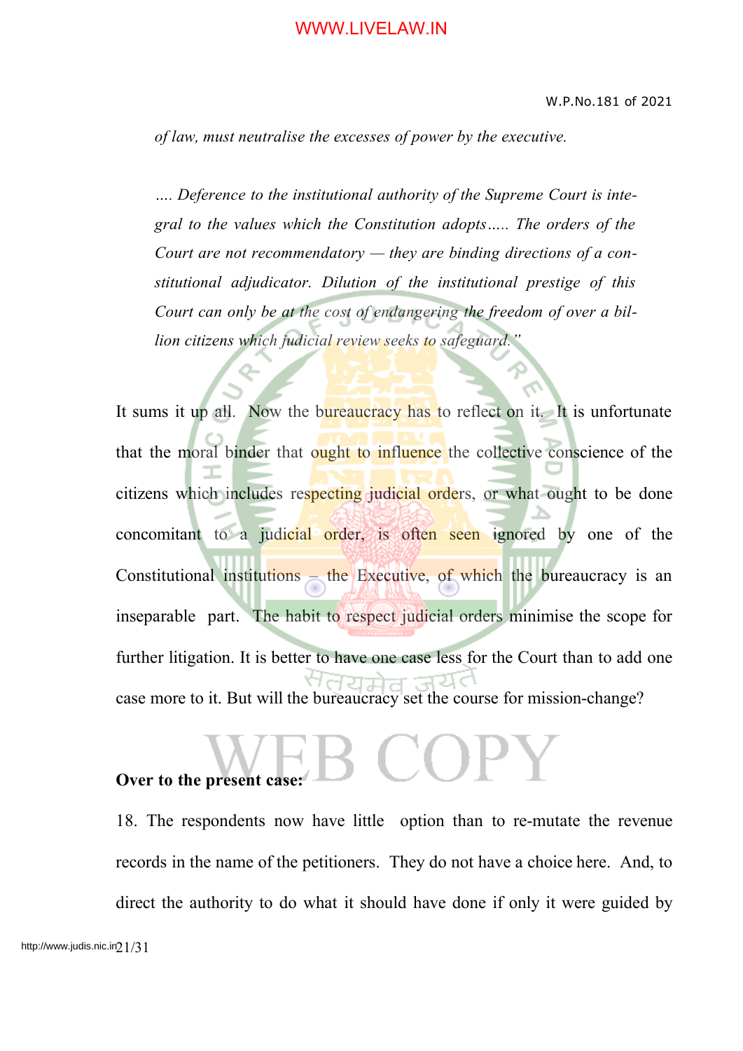*of law, must neutralise the excesses of power by the executive.*

*…. Deference to the institutional authority of the Supreme Court is integral to the values which the Constitution adopts….. The orders of the Court are not recommendatory — they are binding directions of a constitutional adjudicator. Dilution of the institutional prestige of this Court can only be at the cost of endangering the freedom of over a billion citizens which judicial review seeks to safeguard."*

It sums it up all. Now the bureaucracy has to reflect on it. It is unfortunate that the moral binder that ought to influence the collective conscience of the citizens which includes respecting judicial orders, or what ought to be done concomitant to a judicial order, is often seen ignored by one of the Constitutional institutions – the Executive, of which the bureaucracy is an inseparable part. The habit to respect judicial orders minimise the scope for further litigation. It is better to have one case less for the Court than to add one case more to it. But will the bureaucracy set the course for mission-change?

**Over to the present case:**

18. The respondents now have little option than to re-mutate the revenue records in the name of the petitioners. They do not have a choice here. And, to direct the authority to do what it should have done if only it were guided by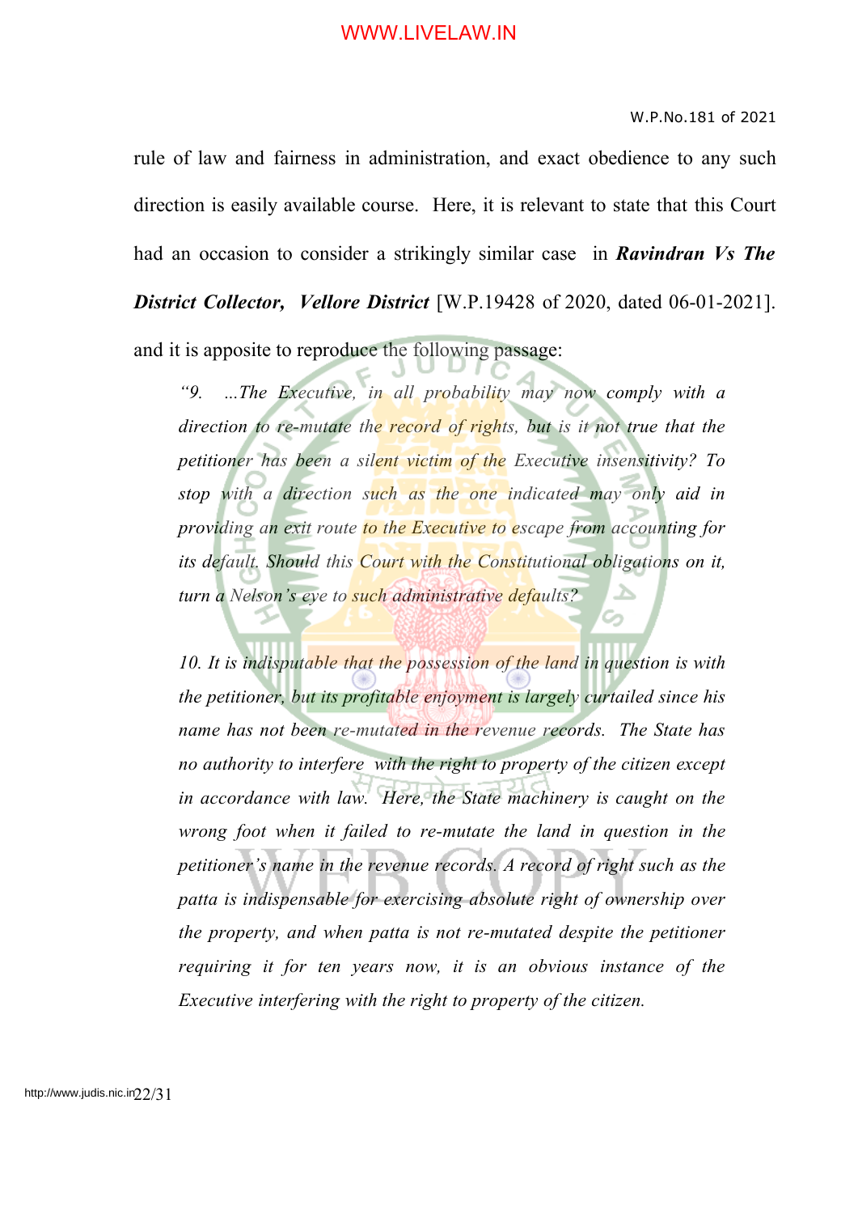rule of law and fairness in administration, and exact obedience to any such direction is easily available course. Here, it is relevant to state that this Court had an occasion to consider a strikingly similar case in ***Ravindran Vs The District Collector, Vellore District*** [W.P.19428 of 2020, dated 06-01-2021]. and it is apposite to reproduce the following passage:

> *"9. ...The Executive, in all probability may now comply with a direction to re-mutate the record of rights, but is it not true that the petitioner has been a silent victim of the Executive insensitivity? To stop with a direction such as the one indicated may only aid in providing an exit route to the Executive to escape from accounting for its default. Should this Court with the Constitutional obligations on it, turn a Nelson's eye to such administrative defaults?*
>
> *10. It is indisputable that the possession of the land in question is with the petitioner, but its profitable enjoyment is largely curtailed since his name has not been re-mutated in the revenue records. The State has no authority to interfere with the right to property of the citizen except in accordance with law. Here, the State machinery is caught on the wrong foot when it failed to re-mutate the land in question in the petitioner's name in the revenue records. A record of right such as the patta is indispensable for exercising absolute right of ownership over the property, and when patta is not re-mutated despite the petitioner requiring it for ten years now, it is an obvious instance of the Executive interfering with the right to property of the citizen.*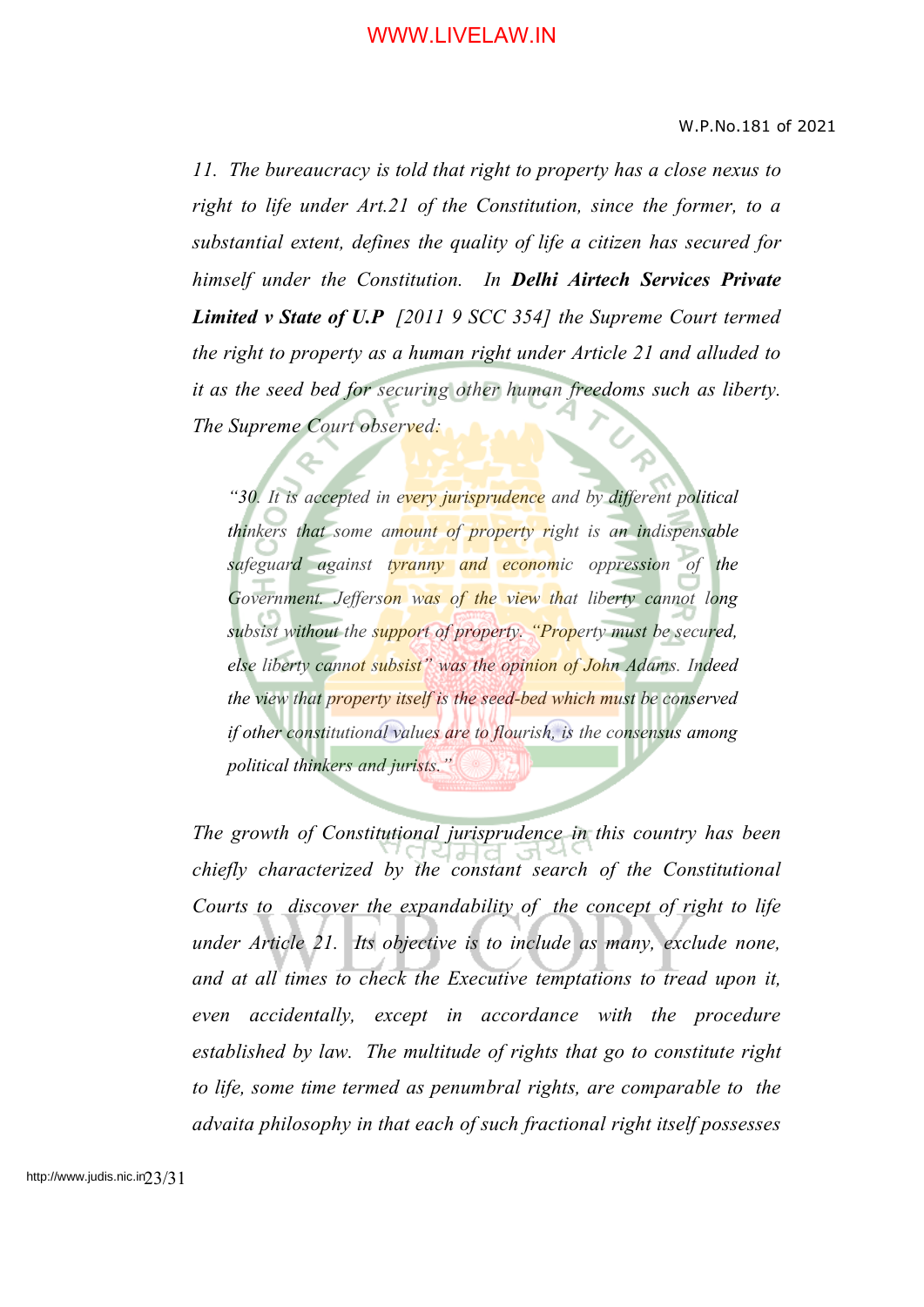*11. The bureaucracy is told that right to property has a close nexus to right to life under Art.21 of the Constitution, since the former, to a substantial extent, defines the quality of life a citizen has secured for himself under the Constitution. In **Delhi Airtech Services Private Limited v State of U.P** [2011 9 SCC 354] the Supreme Court termed the right to property as a human right under Article 21 and alluded to it as the seed bed for securing other human freedoms such as liberty. The Supreme Court observed:*

> *"30. It is accepted in every jurisprudence and by different political thinkers that some amount of property right is an indispensable safeguard against tyranny and economic oppression of the Government. Jefferson was of the view that liberty cannot long subsist without the support of property. "Property must be secured, else liberty cannot subsist" was the opinion of John Adams. Indeed the view that property itself is the seed-bed which must be conserved if other constitutional values are to flourish, is the consensus among political thinkers and jurists."*

*The growth of Constitutional jurisprudence in this country has been chiefly characterized by the constant search of the Constitutional Courts to discover the expandability of the concept of right to life under Article 21. Its objective is to include as many, exclude none, and at all times to check the Executive temptations to tread upon it, even accidentally, except in accordance with the procedure established by law. The multitude of rights that go to constitute right to life, some time termed as penumbral rights, are comparable to the advaita philosophy in that each of such fractional right itself possesses*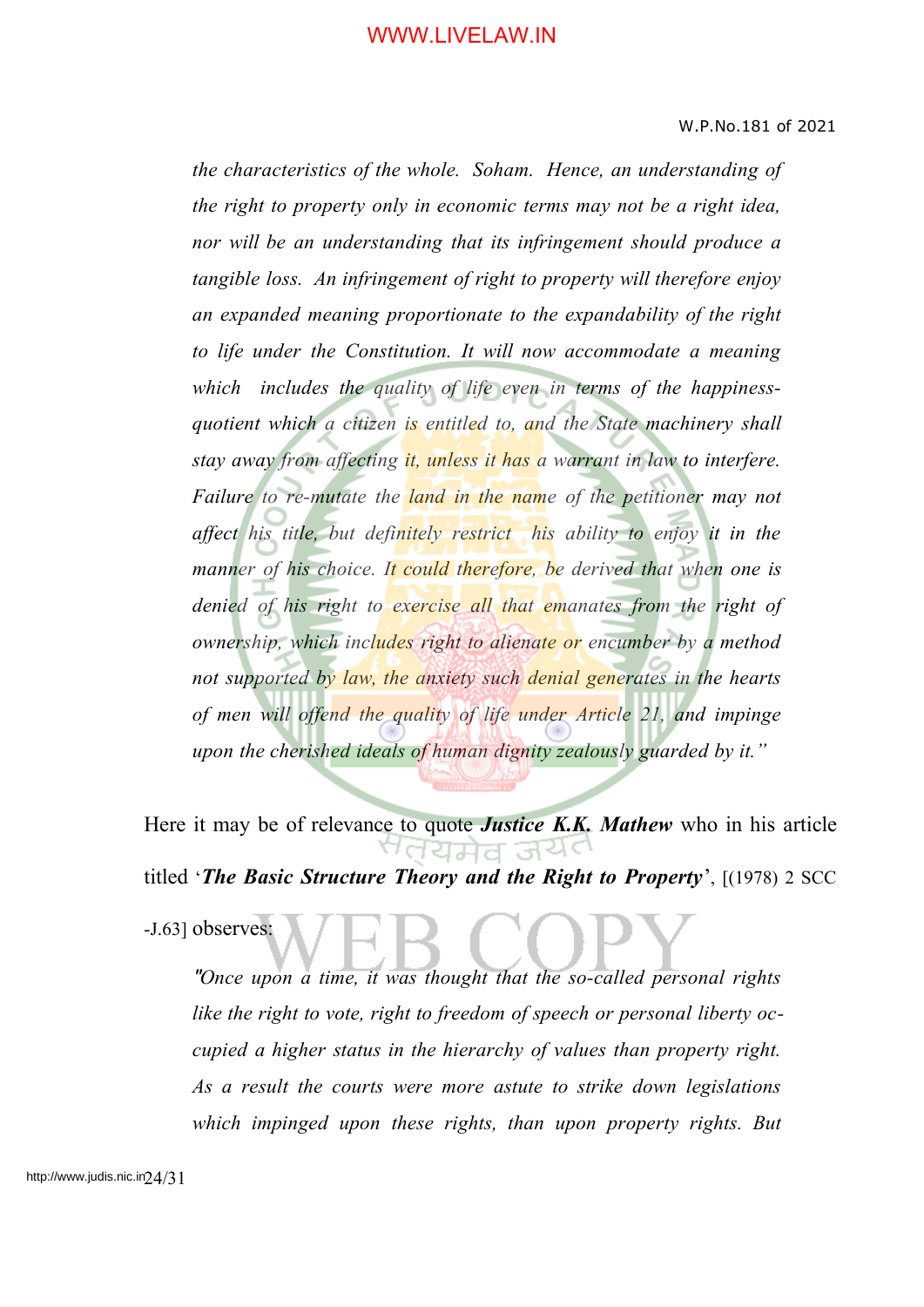*the characteristics of the whole. Soham. Hence, an understanding of the right to property only in economic terms may not be a right idea, nor will be an understanding that its infringement should produce a tangible loss. An infringement of right to property will therefore enjoy an expanded meaning proportionate to the expandability of the right to life under the Constitution. It will now accommodate a meaning which includes the quality of life even in terms of the happiness-quotient which a citizen is entitled to, and the State machinery shall stay away from affecting it, unless it has a warrant in law to interfere. Failure to re-mutate the land in the name of the petitioner may not affect his title, but definitely restrict his ability to enjoy it in the manner of his choice. It could therefore, be derived that when one is denied of his right to exercise all that emanates from the right of ownership, which includes right to alienate or encumber by a method not supported by law, the anxiety such denial generates in the hearts of men will offend the quality of life under Article 21, and impinge upon the cherished ideals of human dignity zealously guarded by it."*

Here it may be of relevance to quote ***Justice K.K. Mathew*** who in his article titled '***The Basic Structure Theory and the Right to Property***', [(1978) 2 SCC -J.63] observes:

*"Once upon a time, it was thought that the so-called personal rights like the right to vote, right to freedom of speech or personal liberty occupied a higher status in the hierarchy of values than property right. As a result the courts were more astute to strike down legislations which impinged upon these rights, than upon property rights. But*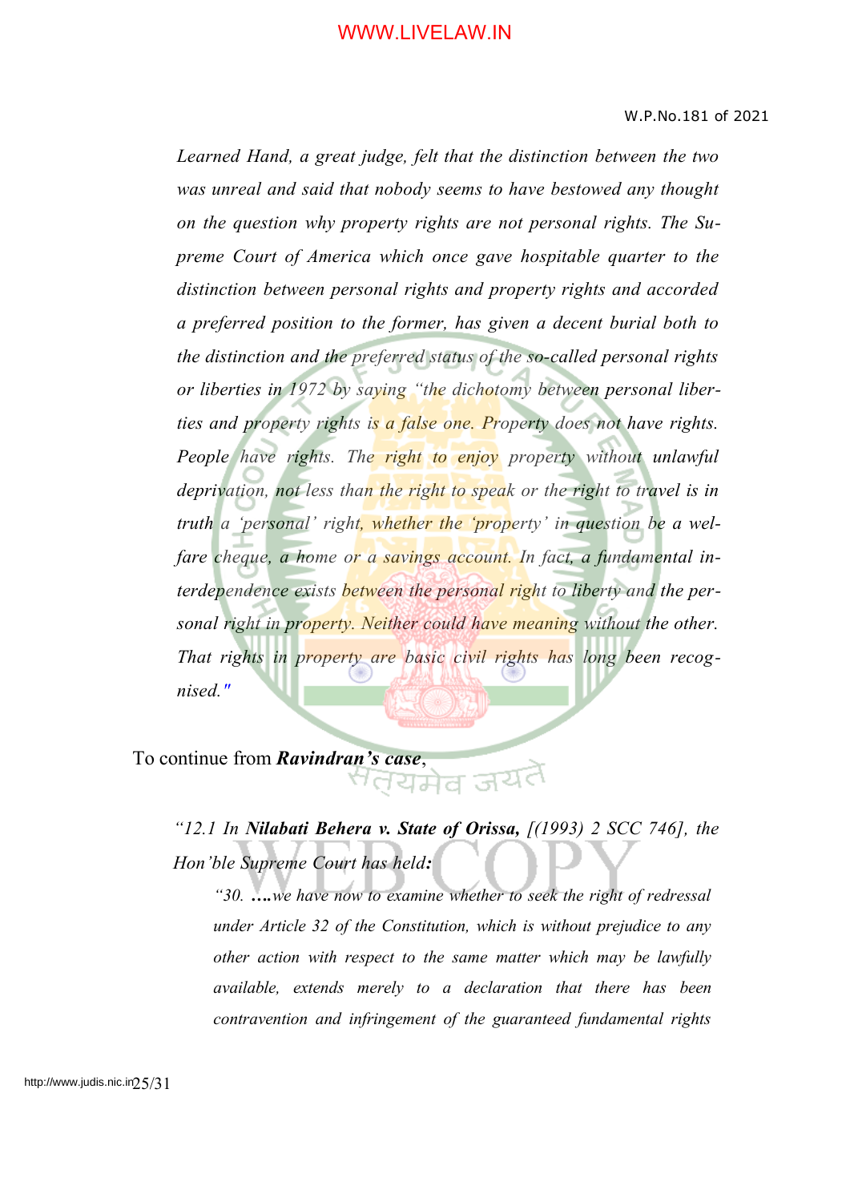*Learned Hand, a great judge, felt that the distinction between the two was unreal and said that nobody seems to have bestowed any thought on the question why property rights are not personal rights. The Supreme Court of America which once gave hospitable quarter to the distinction between personal rights and property rights and accorded a preferred position to the former, has given a decent burial both to the distinction and the preferred status of the so-called personal rights or liberties in 1972 by saying "the dichotomy between personal liberties and property rights is a false one. Property does not have rights. People have rights. The right to enjoy property without unlawful deprivation, not less than the right to speak or the right to travel is in truth a 'personal' right, whether the 'property' in question be a welfare cheque, a home or a savings account. In fact, a fundamental interdependence exists between the personal right to liberty and the personal right in property. Neither could have meaning without the other. That rights in property are basic civil rights has long been recognised."*

To continue from ***Ravindran's case***,

> *"12.1 In **Nilabati Behera v. State of Orissa,** [(1993) 2 SCC 746], the Hon'ble Supreme Court has held**:***
>
> > *"30. **….**we have now to examine whether to seek the right of redressal under Article 32 of the Constitution, which is without prejudice to any other action with respect to the same matter which may be lawfully available, extends merely to a declaration that there has been contravention and infringement of the guaranteed fundamental rights*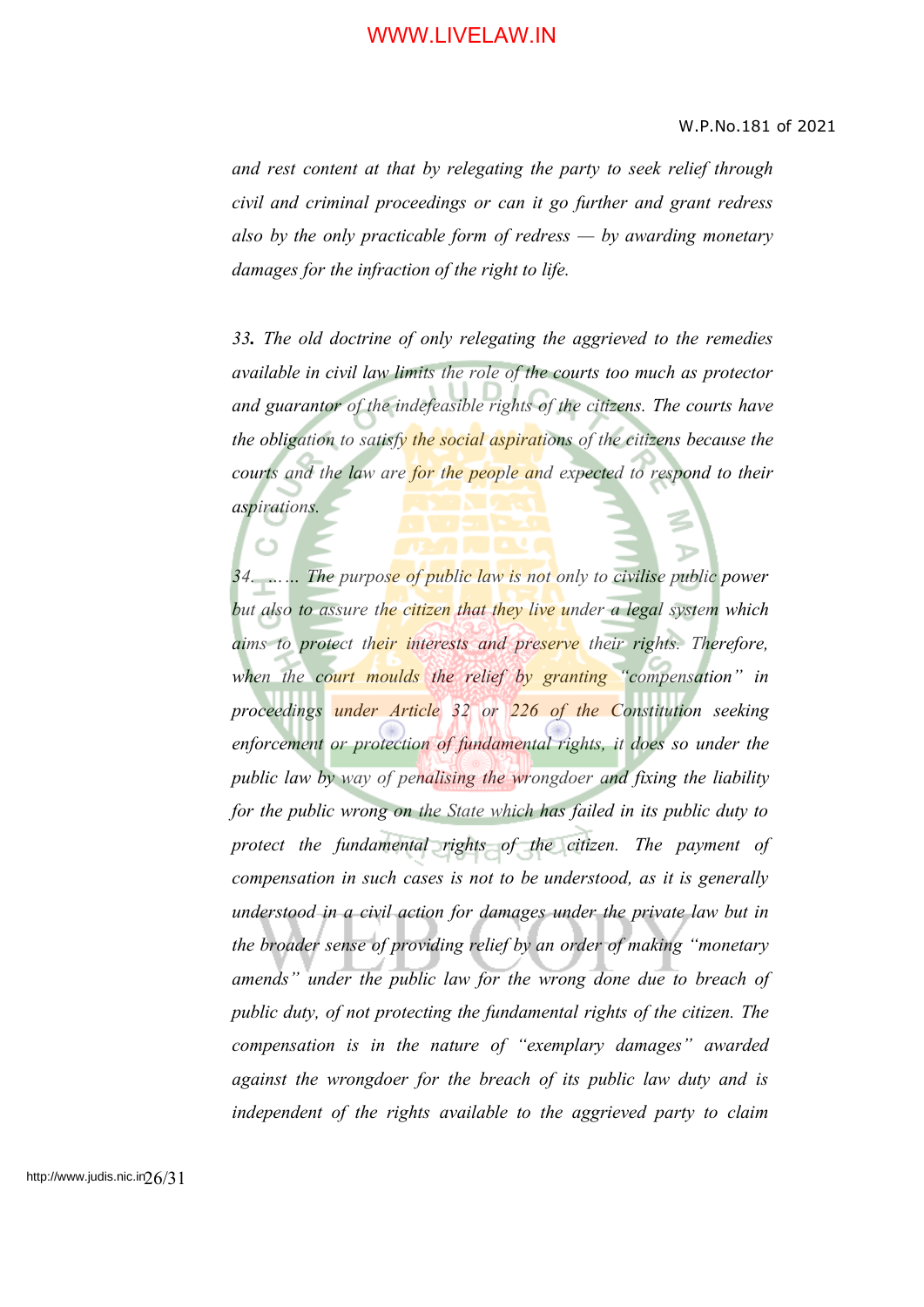*and rest content at that by relegating the party to seek relief through civil and criminal proceedings or can it go further and grant redress also by the only practicable form of redress — by awarding monetary damages for the infraction of the right to life.*

*33**.** The old doctrine of only relegating the aggrieved to the remedies available in civil law limits the role of the courts too much as protector and guarantor of the indefeasible rights of the citizens. The courts have the obligation to satisfy the social aspirations of the citizens because the courts and the law are for the people and expected to respond to their aspirations.*

*34. …… The purpose of public law is not only to civilise public power but also to assure the citizen that they live under a legal system which aims to protect their interests and preserve their rights. Therefore, when the court moulds the relief by granting "compensation" in proceedings under Article 32 or 226 of the Constitution seeking enforcement or protection of fundamental rights, it does so under the public law by way of penalising the wrongdoer and fixing the liability for the public wrong on the State which has failed in its public duty to protect the fundamental rights of the citizen. The payment of compensation in such cases is not to be understood, as it is generally understood in a civil action for damages under the private law but in the broader sense of providing relief by an order of making "monetary amends" under the public law for the wrong done due to breach of public duty, of not protecting the fundamental rights of the citizen. The compensation is in the nature of "exemplary damages" awarded against the wrongdoer for the breach of its public law duty and is independent of the rights available to the aggrieved party to claim*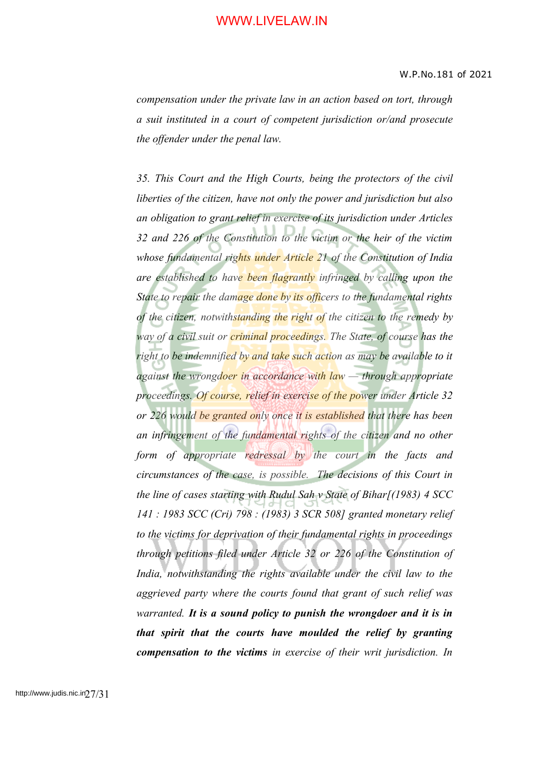*compensation under the private law in an action based on tort, through a suit instituted in a court of competent jurisdiction or/and prosecute the offender under the penal law.*

*35. This Court and the High Courts, being the protectors of the civil liberties of the citizen, have not only the power and jurisdiction but also an obligation to grant relief in exercise of its jurisdiction under Articles 32 and 226 of the Constitution to the victim or the heir of the victim whose fundamental rights under Article 21 of the Constitution of India are established to have been flagrantly infringed by calling upon the State to repair the damage done by its officers to the fundamental rights of the citizen, notwithstanding the right of the citizen to the remedy by way of a civil suit or criminal proceedings. The State, of course has the right to be indemnified by and take such action as may be available to it against the wrongdoer in accordance with law — through appropriate proceedings. Of course, relief in exercise of the power under Article 32 or 226 would be granted only once it is established that there has been an infringement of the fundamental rights of the citizen and no other form of appropriate redressal by the court in the facts and circumstances of the case, is possible. The decisions of this Court in the line of cases starting with Rudul Sah v State of Bihar[(1983) 4 SCC 141 : 1983 SCC (Cri) 798 : (1983) 3 SCR 508] granted monetary relief to the victims for deprivation of their fundamental rights in proceedings through petitions filed under Article 32 or 226 of the Constitution of India, notwithstanding the rights available under the civil law to the aggrieved party where the courts found that grant of such relief was warranted.* ***It is a sound policy to punish the wrongdoer and it is in that spirit that the courts have moulded the relief by granting compensation to the victims*** *in exercise of their writ jurisdiction. In*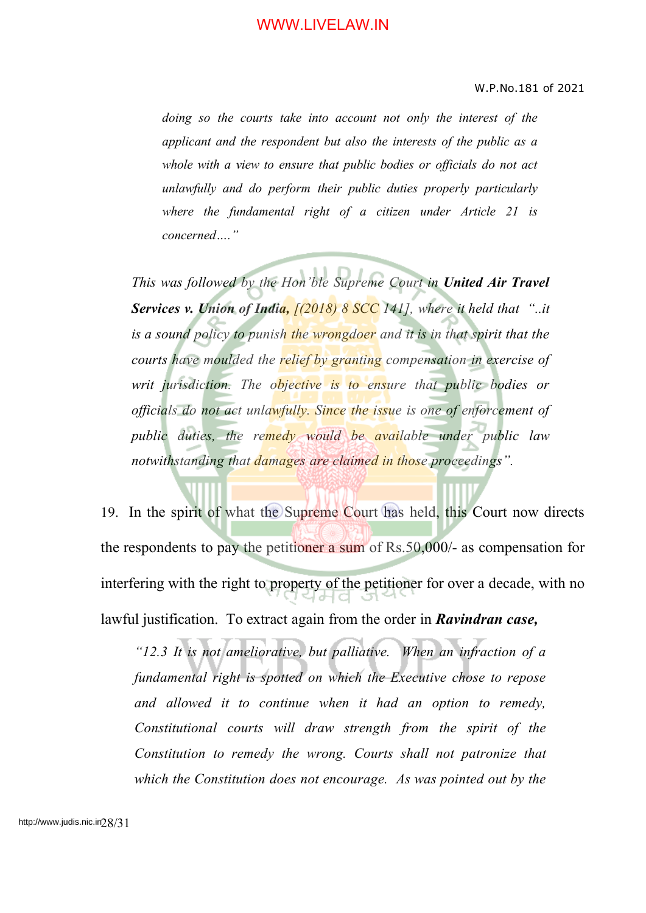*doing so the courts take into account not only the interest of the applicant and the respondent but also the interests of the public as a whole with a view to ensure that public bodies or officials do not act unlawfully and do perform their public duties properly particularly where the fundamental right of a citizen under Article 21 is concerned….”*

*This was followed by the Hon'ble Supreme Court in* ***United Air Travel Services v. Union of India,*** *[(2018) 8 SCC 141], where it held that "..it is a sound policy to punish the wrongdoer and it is in that spirit that the courts have moulded the relief by granting compensation in exercise of writ jurisdiction. The objective is to ensure that public bodies or officials do not act unlawfully. Since the issue is one of enforcement of public duties, the remedy would be available under public law notwithstanding that damages are claimed in those proceedings".*

19. In the spirit of what the Supreme Court has held, this Court now directs the respondents to pay the petitioner a sum of Rs.50,000/- as compensation for interfering with the right to property of the petitioner for over a decade, with no lawful justification. To extract again from the order in ***Ravindran case,***

> *"12.3 It is not ameliorative, but palliative. When an infraction of a fundamental right is spotted on which the Executive chose to repose and allowed it to continue when it had an option to remedy, Constitutional courts will draw strength from the spirit of the Constitution to remedy the wrong. Courts shall not patronize that which the Constitution does not encourage. As was pointed out by the*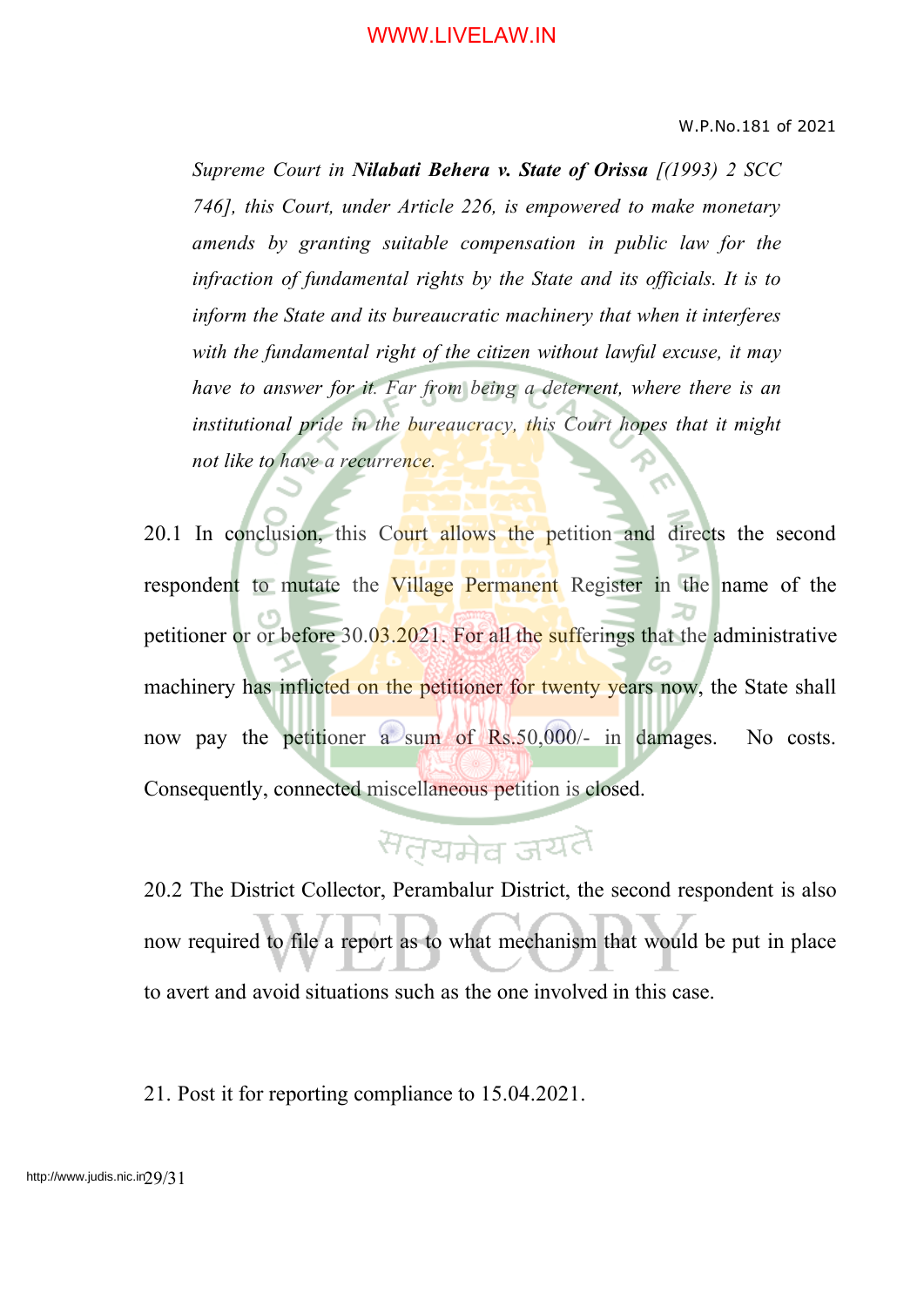*Supreme Court in **Nilabati Behera v. State of Orissa** [(1993) 2 SCC 746], this Court, under Article 226, is empowered to make monetary amends by granting suitable compensation in public law for the infraction of fundamental rights by the State and its officials. It is to inform the State and its bureaucratic machinery that when it interferes with the fundamental right of the citizen without lawful excuse, it may have to answer for it. Far from being a deterrent, where there is an institutional pride in the bureaucracy, this Court hopes that it might not like to have a recurrence.*

20.1 In conclusion, this Court allows the petition and directs the second respondent to mutate the Village Permanent Register in the name of the petitioner or or before 30.03.2021. For all the sufferings that the administrative machinery has inflicted on the petitioner for twenty years now, the State shall now pay the petitioner a sum of Rs.50,000/- in damages. No costs. Consequently, connected miscellaneous petition is closed.

20.2 The District Collector, Perambalur District, the second respondent is also now required to file a report as to what mechanism that would be put in place to avert and avoid situations such as the one involved in this case.

21. Post it for reporting compliance to 15.04.2021.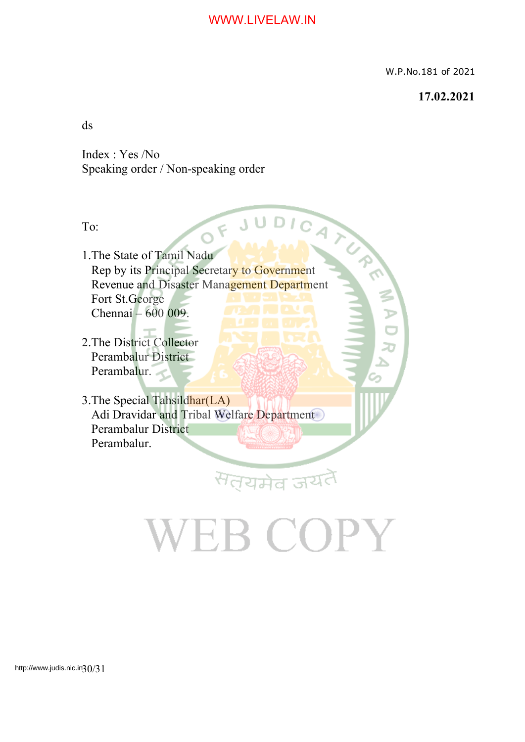W.P.No.181 of 2021

**17.02.2021**

ds

Index : Yes /No
Speaking order / Non-speaking order

To:

1. The State of Tamil Nadu
   Rep by its Principal Secretary to Government
   Revenue and Disaster Management Department
   Fort St.George
   Chennai – 600 009.

2. The District Collector
   Perambalur District
   Perambalur.

3. The Special Tahsildhar(LA)
   Adi Dravidar and Tribal Welfare Department
   Perambalur District
   Perambalur.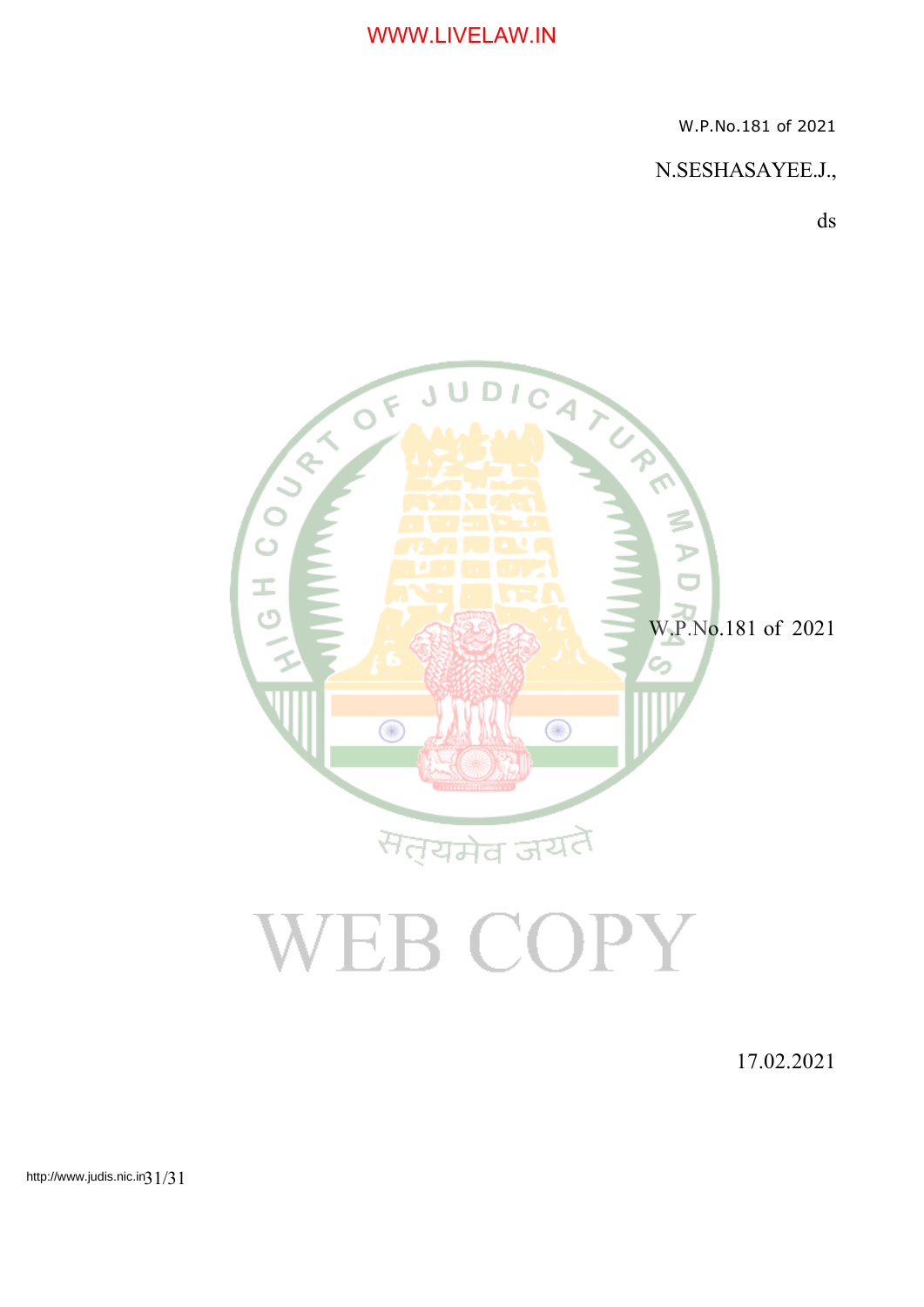N.SESHASAYEE.J.,

ds

W.P.No.181 of 2021

17.02.2021